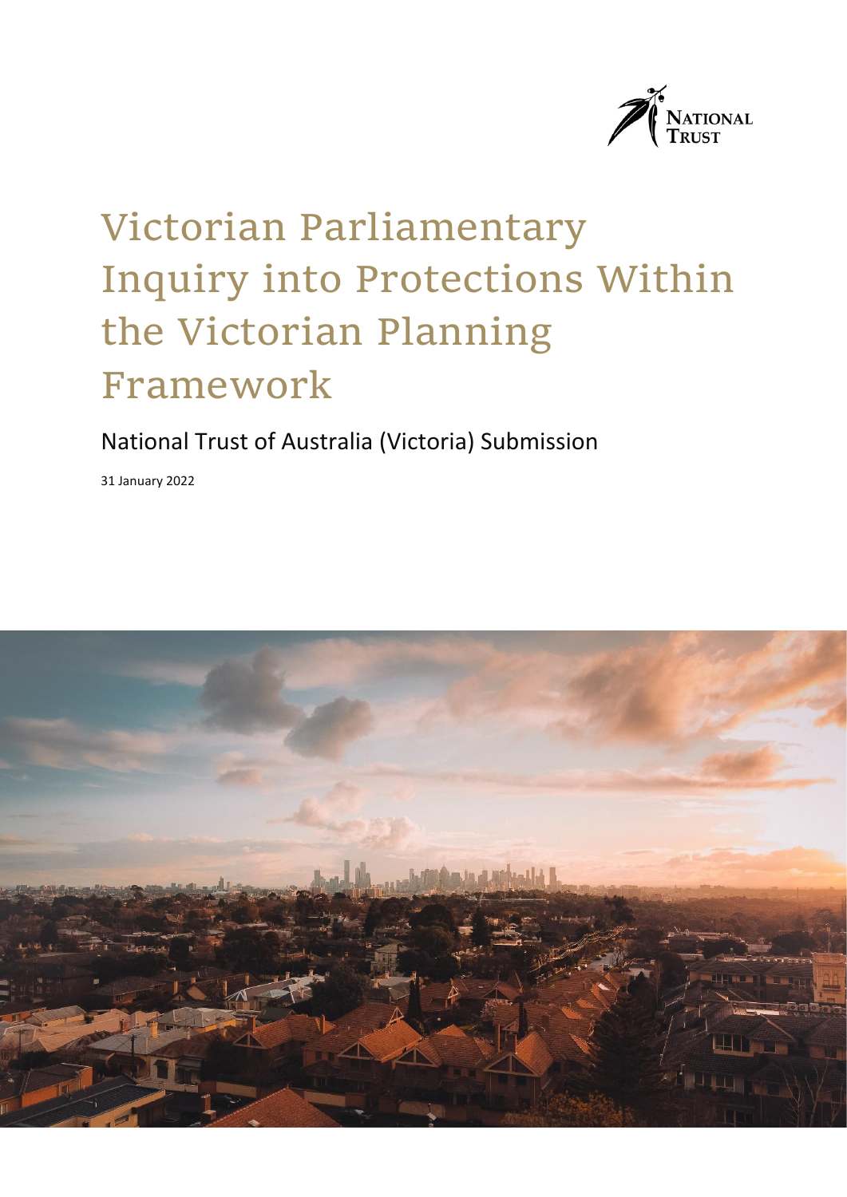NATIONAL TRUST

# Victorian Parliamentary Inquiry into Protections Within the Victorian Planning Framework

## National Trust of Australia (Victoria) Submission

31 January 2022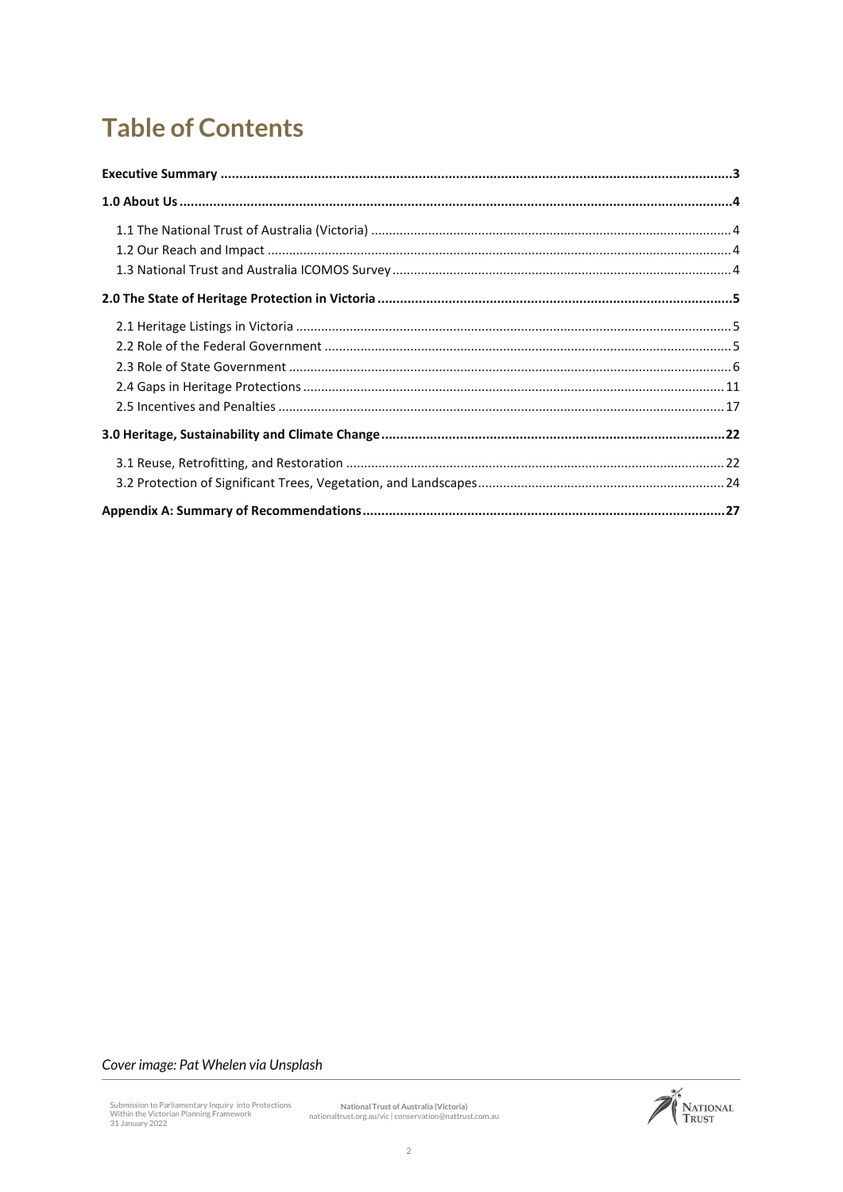# Table of Contents

**Executive Summary** ....... **3**

**1.0 About Us** ....... **4**

- 1.1 The National Trust of Australia (Victoria) ....... 4
- 1.2 Our Reach and Impact ....... 4
- 1.3 National Trust and Australia ICOMOS Survey ....... 4

**2.0 The State of Heritage Protection in Victoria** ....... **5**

- 2.1 Heritage Listings in Victoria ....... 5
- 2.2 Role of the Federal Government ....... 5
- 2.3 Role of State Government ....... 6
- 2.4 Gaps in Heritage Protections ....... 11
- 2.5 Incentives and Penalties ....... 17

**3.0 Heritage, Sustainability and Climate Change** ....... **22**

- 3.1 Reuse, Retrofitting, and Restoration ....... 22
- 3.2 Protection of Significant Trees, Vegetation, and Landscapes ....... 24

**Appendix A: Summary of Recommendations** ....... **27**

*Cover image: Pat Whelen via Unsplash*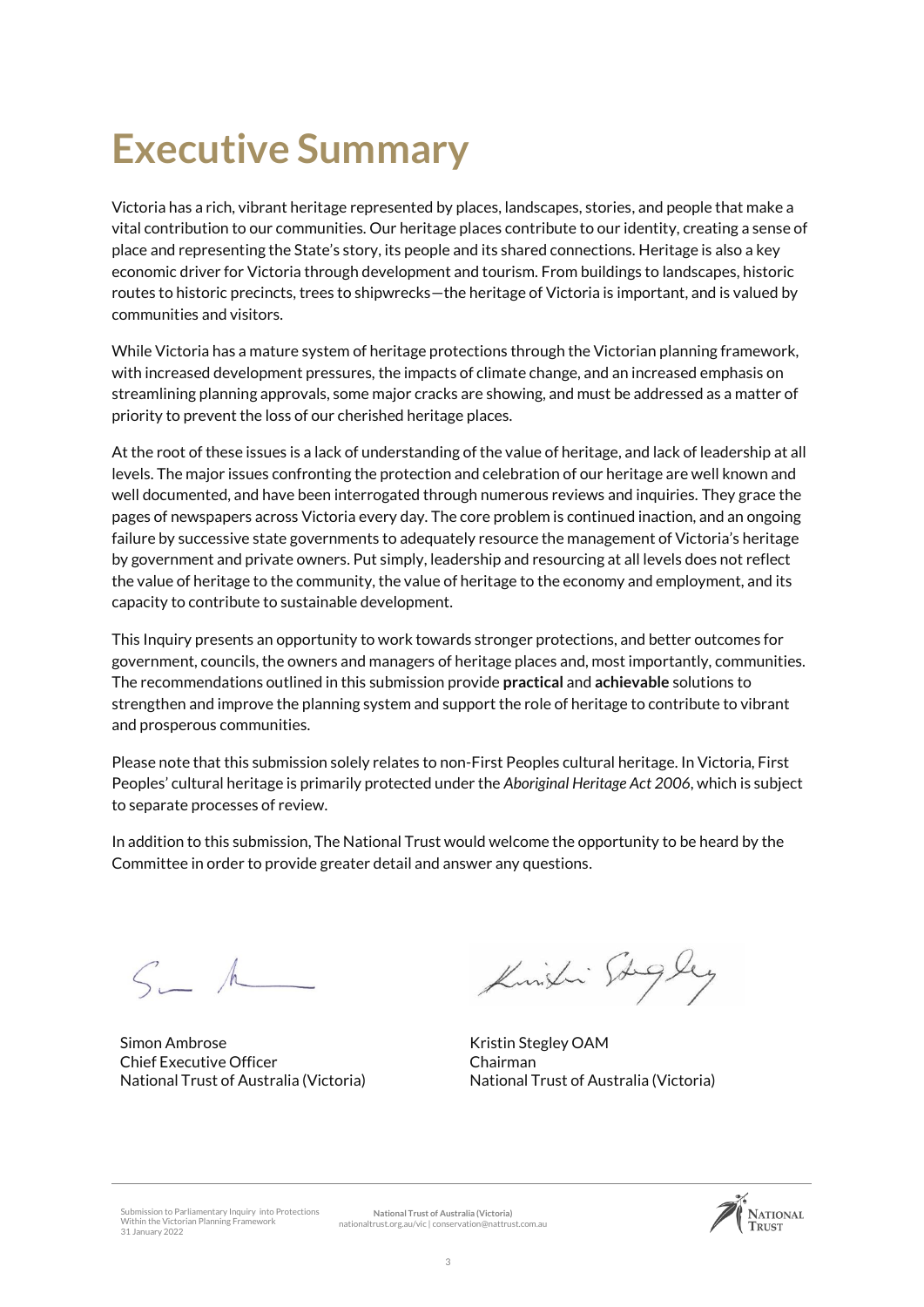# Executive Summary

Victoria has a rich, vibrant heritage represented by places, landscapes, stories, and people that make a vital contribution to our communities. Our heritage places contribute to our identity, creating a sense of place and representing the State's story, its people and its shared connections. Heritage is also a key economic driver for Victoria through development and tourism. From buildings to landscapes, historic routes to historic precincts, trees to shipwrecks—the heritage of Victoria is important, and is valued by communities and visitors.

While Victoria has a mature system of heritage protections through the Victorian planning framework, with increased development pressures, the impacts of climate change, and an increased emphasis on streamlining planning approvals, some major cracks are showing, and must be addressed as a matter of priority to prevent the loss of our cherished heritage places.

At the root of these issues is a lack of understanding of the value of heritage, and lack of leadership at all levels. The major issues confronting the protection and celebration of our heritage are well known and well documented, and have been interrogated through numerous reviews and inquiries. They grace the pages of newspapers across Victoria every day. The core problem is continued inaction, and an ongoing failure by successive state governments to adequately resource the management of Victoria's heritage by government and private owners. Put simply, leadership and resourcing at all levels does not reflect the value of heritage to the community, the value of heritage to the economy and employment, and its capacity to contribute to sustainable development.

This Inquiry presents an opportunity to work towards stronger protections, and better outcomes for government, councils, the owners and managers of heritage places and, most importantly, communities. The recommendations outlined in this submission provide **practical** and **achievable** solutions to strengthen and improve the planning system and support the role of heritage to contribute to vibrant and prosperous communities.

Please note that this submission solely relates to non-First Peoples cultural heritage. In Victoria, First Peoples' cultural heritage is primarily protected under the *Aboriginal Heritage Act 2006*, which is subject to separate processes of review.

In addition to this submission, The National Trust would welcome the opportunity to be heard by the Committee in order to provide greater detail and answer any questions.

Simon Ambrose
Chief Executive Officer
National Trust of Australia (Victoria)

Kristin Stegley OAM
Chairman
National Trust of Australia (Victoria)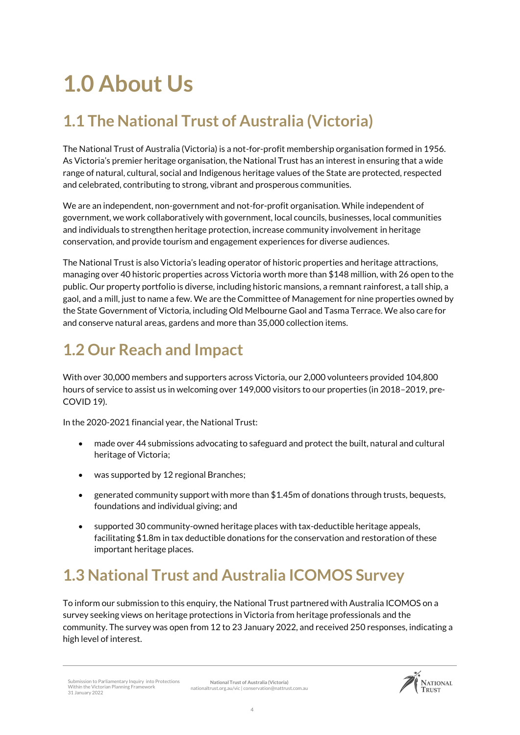# 1.0 About Us

## 1.1 The National Trust of Australia (Victoria)

The National Trust of Australia (Victoria) is a not-for-profit membership organisation formed in 1956. As Victoria's premier heritage organisation, the National Trust has an interest in ensuring that a wide range of natural, cultural, social and Indigenous heritage values of the State are protected, respected and celebrated, contributing to strong, vibrant and prosperous communities.

We are an independent, non-government and not-for-profit organisation. While independent of government, we work collaboratively with government, local councils, businesses, local communities and individuals to strengthen heritage protection, increase community involvement in heritage conservation, and provide tourism and engagement experiences for diverse audiences.

The National Trust is also Victoria's leading operator of historic properties and heritage attractions, managing over 40 historic properties across Victoria worth more than $148 million, with 26 open to the public. Our property portfolio is diverse, including historic mansions, a remnant rainforest, a tall ship, a gaol, and a mill, just to name a few. We are the Committee of Management for nine properties owned by the State Government of Victoria, including Old Melbourne Gaol and Tasma Terrace. We also care for and conserve natural areas, gardens and more than 35,000 collection items.

## 1.2 Our Reach and Impact

With over 30,000 members and supporters across Victoria, our 2,000 volunteers provided 104,800 hours of service to assist us in welcoming over 149,000 visitors to our properties (in 2018–2019, pre-COVID 19).

In the 2020-2021 financial year, the National Trust:

- made over 44 submissions advocating to safeguard and protect the built, natural and cultural heritage of Victoria;
- was supported by 12 regional Branches;
- generated community support with more than $1.45m of donations through trusts, bequests, foundations and individual giving; and
- supported 30 community-owned heritage places with tax-deductible heritage appeals, facilitating $1.8m in tax deductible donations for the conservation and restoration of these important heritage places.

## 1.3 National Trust and Australia ICOMOS Survey

To inform our submission to this enquiry, the National Trust partnered with Australia ICOMOS on a survey seeking views on heritage protections in Victoria from heritage professionals and the community. The survey was open from 12 to 23 January 2022, and received 250 responses, indicating a high level of interest.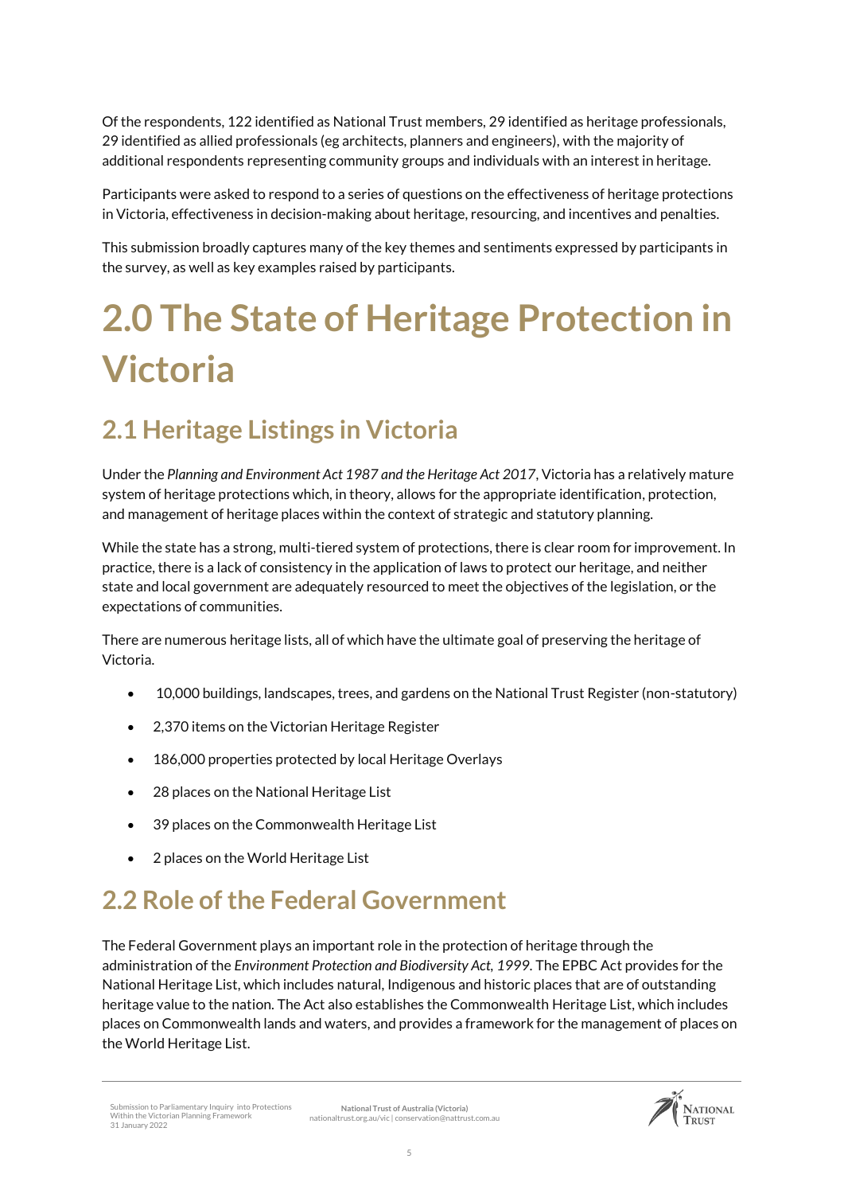Of the respondents, 122 identified as National Trust members, 29 identified as heritage professionals, 29 identified as allied professionals (eg architects, planners and engineers), with the majority of additional respondents representing community groups and individuals with an interest in heritage.

Participants were asked to respond to a series of questions on the effectiveness of heritage protections in Victoria, effectiveness in decision-making about heritage, resourcing, and incentives and penalties.

This submission broadly captures many of the key themes and sentiments expressed by participants in the survey, as well as key examples raised by participants.

# 2.0 The State of Heritage Protection in Victoria

## 2.1 Heritage Listings in Victoria

Under the *Planning and Environment Act 1987 and the Heritage Act 2017*, Victoria has a relatively mature system of heritage protections which, in theory, allows for the appropriate identification, protection, and management of heritage places within the context of strategic and statutory planning.

While the state has a strong, multi-tiered system of protections, there is clear room for improvement. In practice, there is a lack of consistency in the application of laws to protect our heritage, and neither state and local government are adequately resourced to meet the objectives of the legislation, or the expectations of communities.

There are numerous heritage lists, all of which have the ultimate goal of preserving the heritage of Victoria.

- 10,000 buildings, landscapes, trees, and gardens on the National Trust Register (non-statutory)
- 2,370 items on the Victorian Heritage Register
- 186,000 properties protected by local Heritage Overlays
- 28 places on the National Heritage List
- 39 places on the Commonwealth Heritage List
- 2 places on the World Heritage List

## 2.2 Role of the Federal Government

The Federal Government plays an important role in the protection of heritage through the administration of the *Environment Protection and Biodiversity Act, 1999*. The EPBC Act provides for the National Heritage List, which includes natural, Indigenous and historic places that are of outstanding heritage value to the nation. The Act also establishes the Commonwealth Heritage List, which includes places on Commonwealth lands and waters, and provides a framework for the management of places on the World Heritage List.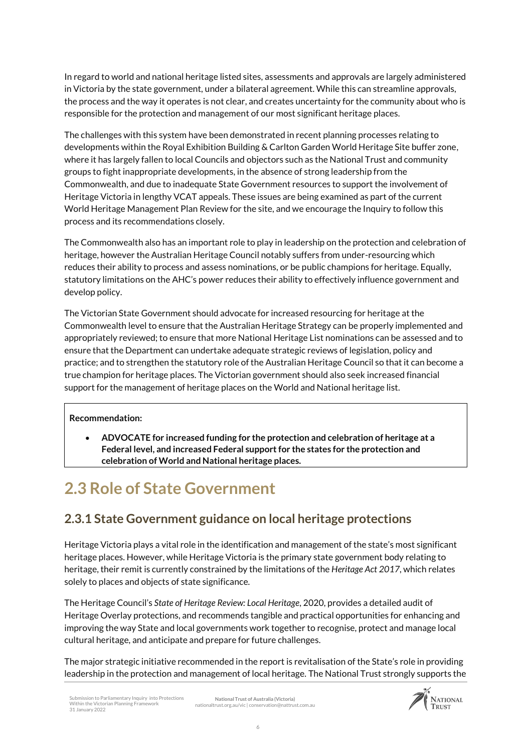In regard to world and national heritage listed sites, assessments and approvals are largely administered in Victoria by the state government, under a bilateral agreement. While this can streamline approvals, the process and the way it operates is not clear, and creates uncertainty for the community about who is responsible for the protection and management of our most significant heritage places.

The challenges with this system have been demonstrated in recent planning processes relating to developments within the Royal Exhibition Building & Carlton Garden World Heritage Site buffer zone, where it has largely fallen to local Councils and objectors such as the National Trust and community groups to fight inappropriate developments, in the absence of strong leadership from the Commonwealth, and due to inadequate State Government resources to support the involvement of Heritage Victoria in lengthy VCAT appeals. These issues are being examined as part of the current World Heritage Management Plan Review for the site, and we encourage the Inquiry to follow this process and its recommendations closely.

The Commonwealth also has an important role to play in leadership on the protection and celebration of heritage, however the Australian Heritage Council notably suffers from under-resourcing which reduces their ability to process and assess nominations, or be public champions for heritage. Equally, statutory limitations on the AHC's power reduces their ability to effectively influence government and develop policy.

The Victorian State Government should advocate for increased resourcing for heritage at the Commonwealth level to ensure that the Australian Heritage Strategy can be properly implemented and appropriately reviewed; to ensure that more National Heritage List nominations can be assessed and to ensure that the Department can undertake adequate strategic reviews of legislation, policy and practice; and to strengthen the statutory role of the Australian Heritage Council so that it can become a true champion for heritage places. The Victorian government should also seek increased financial support for the management of heritage places on the World and National heritage list.

**Recommendation:**

- **ADVOCATE for increased funding for the protection and celebration of heritage at a Federal level, and increased Federal support for the states for the protection and celebration of World and National heritage places.**

# 2.3 Role of State Government

## 2.3.1 State Government guidance on local heritage protections

Heritage Victoria plays a vital role in the identification and management of the state's most significant heritage places. However, while Heritage Victoria is the primary state government body relating to heritage, their remit is currently constrained by the limitations of the *Heritage Act 2017*, which relates solely to places and objects of state significance.

The Heritage Council's *State of Heritage Review: Local Heritage*, 2020, provides a detailed audit of Heritage Overlay protections, and recommends tangible and practical opportunities for enhancing and improving the way State and local governments work together to recognise, protect and manage local cultural heritage, and anticipate and prepare for future challenges.

The major strategic initiative recommended in the report is revitalisation of the State's role in providing leadership in the protection and management of local heritage. The National Trust strongly supports the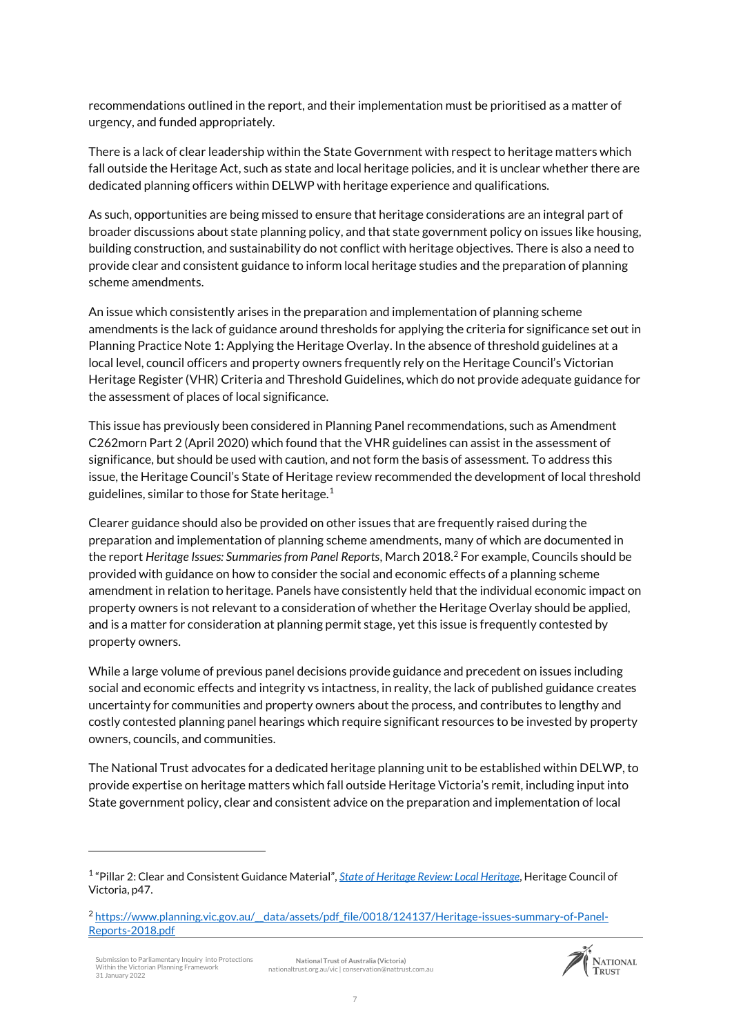recommendations outlined in the report, and their implementation must be prioritised as a matter of urgency, and funded appropriately.

There is a lack of clear leadership within the State Government with respect to heritage matters which fall outside the Heritage Act, such as state and local heritage policies, and it is unclear whether there are dedicated planning officers within DELWP with heritage experience and qualifications.

As such, opportunities are being missed to ensure that heritage considerations are an integral part of broader discussions about state planning policy, and that state government policy on issues like housing, building construction, and sustainability do not conflict with heritage objectives. There is also a need to provide clear and consistent guidance to inform local heritage studies and the preparation of planning scheme amendments.

An issue which consistently arises in the preparation and implementation of planning scheme amendments is the lack of guidance around thresholds for applying the criteria for significance set out in Planning Practice Note 1: Applying the Heritage Overlay. In the absence of threshold guidelines at a local level, council officers and property owners frequently rely on the Heritage Council's Victorian Heritage Register (VHR) Criteria and Threshold Guidelines, which do not provide adequate guidance for the assessment of places of local significance.

This issue has previously been considered in Planning Panel recommendations, such as Amendment C262morn Part 2 (April 2020) which found that the VHR guidelines can assist in the assessment of significance, but should be used with caution, and not form the basis of assessment. To address this issue, the Heritage Council's State of Heritage review recommended the development of local threshold guidelines, similar to those for State heritage.[1]

Clearer guidance should also be provided on other issues that are frequently raised during the preparation and implementation of planning scheme amendments, many of which are documented in the report *Heritage Issues: Summaries from Panel Reports*, March 2018.[2] For example, Councils should be provided with guidance on how to consider the social and economic effects of a planning scheme amendment in relation to heritage. Panels have consistently held that the individual economic impact on property owners is not relevant to a consideration of whether the Heritage Overlay should be applied, and is a matter for consideration at planning permit stage, yet this issue is frequently contested by property owners.

While a large volume of previous panel decisions provide guidance and precedent on issues including social and economic effects and integrity vs intactness, in reality, the lack of published guidance creates uncertainty for communities and property owners about the process, and contributes to lengthy and costly contested planning panel hearings which require significant resources to be invested by property owners, councils, and communities.

The National Trust advocates for a dedicated heritage planning unit to be established within DELWP, to provide expertise on heritage matters which fall outside Heritage Victoria's remit, including input into State government policy, clear and consistent advice on the preparation and implementation of local

---

[1] "Pillar 2: Clear and Consistent Guidance Material", *State of Heritage Review: Local Heritage*, Heritage Council of Victoria, p47.

[2] https://www.planning.vic.gov.au/__data/assets/pdf_file/0018/124137/Heritage-issues-summary-of-Panel-Reports-2018.pdf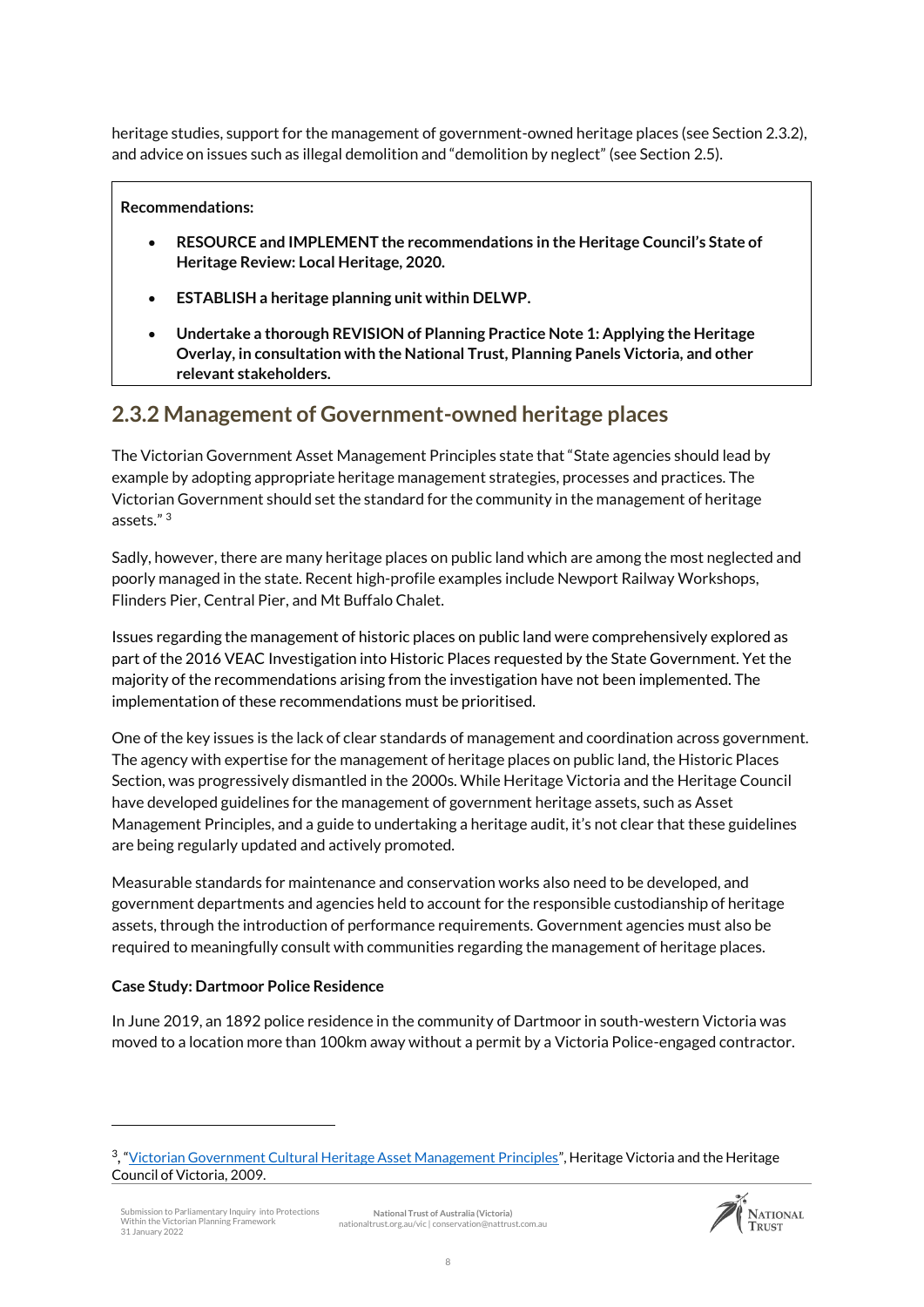heritage studies, support for the management of government-owned heritage places (see Section 2.3.2), and advice on issues such as illegal demolition and "demolition by neglect" (see Section 2.5).

**Recommendations:**

- **RESOURCE and IMPLEMENT the recommendations in the Heritage Council's State of Heritage Review: Local Heritage, 2020.**
- **ESTABLISH a heritage planning unit within DELWP.**
- **Undertake a thorough REVISION of Planning Practice Note 1: Applying the Heritage Overlay, in consultation with the National Trust, Planning Panels Victoria, and other relevant stakeholders.**

## 2.3.2 Management of Government-owned heritage places

The Victorian Government Asset Management Principles state that "State agencies should lead by example by adopting appropriate heritage management strategies, processes and practices. The Victorian Government should set the standard for the community in the management of heritage assets." [3]

Sadly, however, there are many heritage places on public land which are among the most neglected and poorly managed in the state. Recent high-profile examples include Newport Railway Workshops, Flinders Pier, Central Pier, and Mt Buffalo Chalet.

Issues regarding the management of historic places on public land were comprehensively explored as part of the 2016 VEAC Investigation into Historic Places requested by the State Government. Yet the majority of the recommendations arising from the investigation have not been implemented. The implementation of these recommendations must be prioritised.

One of the key issues is the lack of clear standards of management and coordination across government. The agency with expertise for the management of heritage places on public land, the Historic Places Section, was progressively dismantled in the 2000s. While Heritage Victoria and the Heritage Council have developed guidelines for the management of government heritage assets, such as Asset Management Principles, and a guide to undertaking a heritage audit, it's not clear that these guidelines are being regularly updated and actively promoted.

Measurable standards for maintenance and conservation works also need to be developed, and government departments and agencies held to account for the responsible custodianship of heritage assets, through the introduction of performance requirements. Government agencies must also be required to meaningfully consult with communities regarding the management of heritage places.

**Case Study: Dartmoor Police Residence**

In June 2019, an 1892 police residence in the community of Dartmoor in south-western Victoria was moved to a location more than 100km away without a permit by a Victoria Police-engaged contractor.

---

[3], "Victorian Government Cultural Heritage Asset Management Principles", Heritage Victoria and the Heritage Council of Victoria, 2009.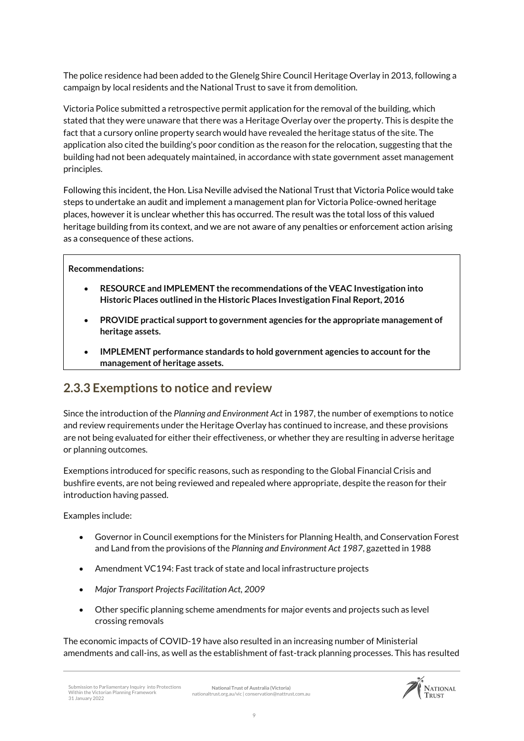The police residence had been added to the Glenelg Shire Council Heritage Overlay in 2013, following a campaign by local residents and the National Trust to save it from demolition.

Victoria Police submitted a retrospective permit application for the removal of the building, which stated that they were unaware that there was a Heritage Overlay over the property. This is despite the fact that a cursory online property search would have revealed the heritage status of the site. The application also cited the building's poor condition as the reason for the relocation, suggesting that the building had not been adequately maintained, in accordance with state government asset management principles.

Following this incident, the Hon. Lisa Neville advised the National Trust that Victoria Police would take steps to undertake an audit and implement a management plan for Victoria Police-owned heritage places, however it is unclear whether this has occurred. The result was the total loss of this valued heritage building from its context, and we are not aware of any penalties or enforcement action arising as a consequence of these actions.

**Recommendations:**

- **RESOURCE and IMPLEMENT the recommendations of the VEAC Investigation into Historic Places outlined in the Historic Places Investigation Final Report, 2016**
- **PROVIDE practical support to government agencies for the appropriate management of heritage assets.**
- **IMPLEMENT performance standards to hold government agencies to account for the management of heritage assets.**

## 2.3.3 Exemptions to notice and review

Since the introduction of the *Planning and Environment Act* in 1987, the number of exemptions to notice and review requirements under the Heritage Overlay has continued to increase, and these provisions are not being evaluated for either their effectiveness, or whether they are resulting in adverse heritage or planning outcomes.

Exemptions introduced for specific reasons, such as responding to the Global Financial Crisis and bushfire events, are not being reviewed and repealed where appropriate, despite the reason for their introduction having passed.

Examples include:

- Governor in Council exemptions for the Ministers for Planning Health, and Conservation Forest and Land from the provisions of the *Planning and Environment Act 1987*, gazetted in 1988
- Amendment VC194: Fast track of state and local infrastructure projects
- *Major Transport Projects Facilitation Act, 2009*
- Other specific planning scheme amendments for major events and projects such as level crossing removals

The economic impacts of COVID-19 have also resulted in an increasing number of Ministerial amendments and call-ins, as well as the establishment of fast-track planning processes. This has resulted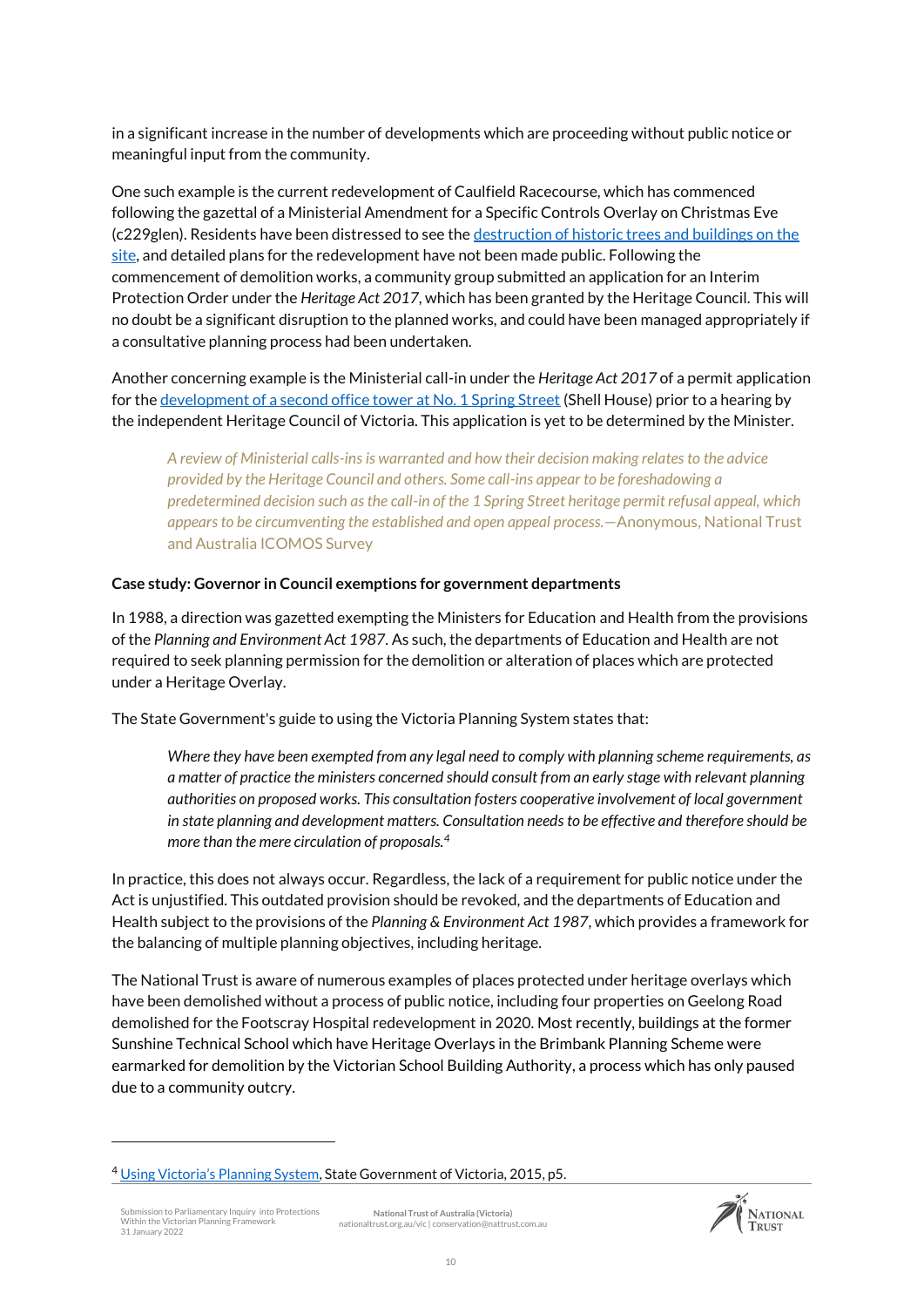in a significant increase in the number of developments which are proceeding without public notice or meaningful input from the community.

One such example is the current redevelopment of Caulfield Racecourse, which has commenced following the gazettal of a Ministerial Amendment for a Specific Controls Overlay on Christmas Eve (c229glen). Residents have been distressed to see the destruction of historic trees and buildings on the site, and detailed plans for the redevelopment have not been made public. Following the commencement of demolition works, a community group submitted an application for an Interim Protection Order under the *Heritage Act 2017*, which has been granted by the Heritage Council. This will no doubt be a significant disruption to the planned works, and could have been managed appropriately if a consultative planning process had been undertaken.

Another concerning example is the Ministerial call-in under the *Heritage Act 2017* of a permit application for the development of a second office tower at No. 1 Spring Street (Shell House) prior to a hearing by the independent Heritage Council of Victoria. This application is yet to be determined by the Minister.

> *A review of Ministerial calls-ins is warranted and how their decision making relates to the advice provided by the Heritage Council and others. Some call-ins appear to be foreshadowing a predetermined decision such as the call-in of the 1 Spring Street heritage permit refusal appeal, which appears to be circumventing the established and open appeal process.*—Anonymous, National Trust and Australia ICOMOS Survey

**Case study: Governor in Council exemptions for government departments**

In 1988, a direction was gazetted exempting the Ministers for Education and Health from the provisions of the *Planning and Environment Act 1987*. As such, the departments of Education and Health are not required to seek planning permission for the demolition or alteration of places which are protected under a Heritage Overlay.

The State Government's guide to using the Victoria Planning System states that:

> *Where they have been exempted from any legal need to comply with planning scheme requirements, as a matter of practice the ministers concerned should consult from an early stage with relevant planning authorities on proposed works. This consultation fosters cooperative involvement of local government in state planning and development matters. Consultation needs to be effective and therefore should be more than the mere circulation of proposals.*[4]

In practice, this does not always occur. Regardless, the lack of a requirement for public notice under the Act is unjustified. This outdated provision should be revoked, and the departments of Education and Health subject to the provisions of the *Planning & Environment Act 1987*, which provides a framework for the balancing of multiple planning objectives, including heritage.

The National Trust is aware of numerous examples of places protected under heritage overlays which have been demolished without a process of public notice, including four properties on Geelong Road demolished for the Footscray Hospital redevelopment in 2020. Most recently, buildings at the former Sunshine Technical School which have Heritage Overlays in the Brimbank Planning Scheme were earmarked for demolition by the Victorian School Building Authority, a process which has only paused due to a community outcry.

---

[4] Using Victoria's Planning System, State Government of Victoria, 2015, p5.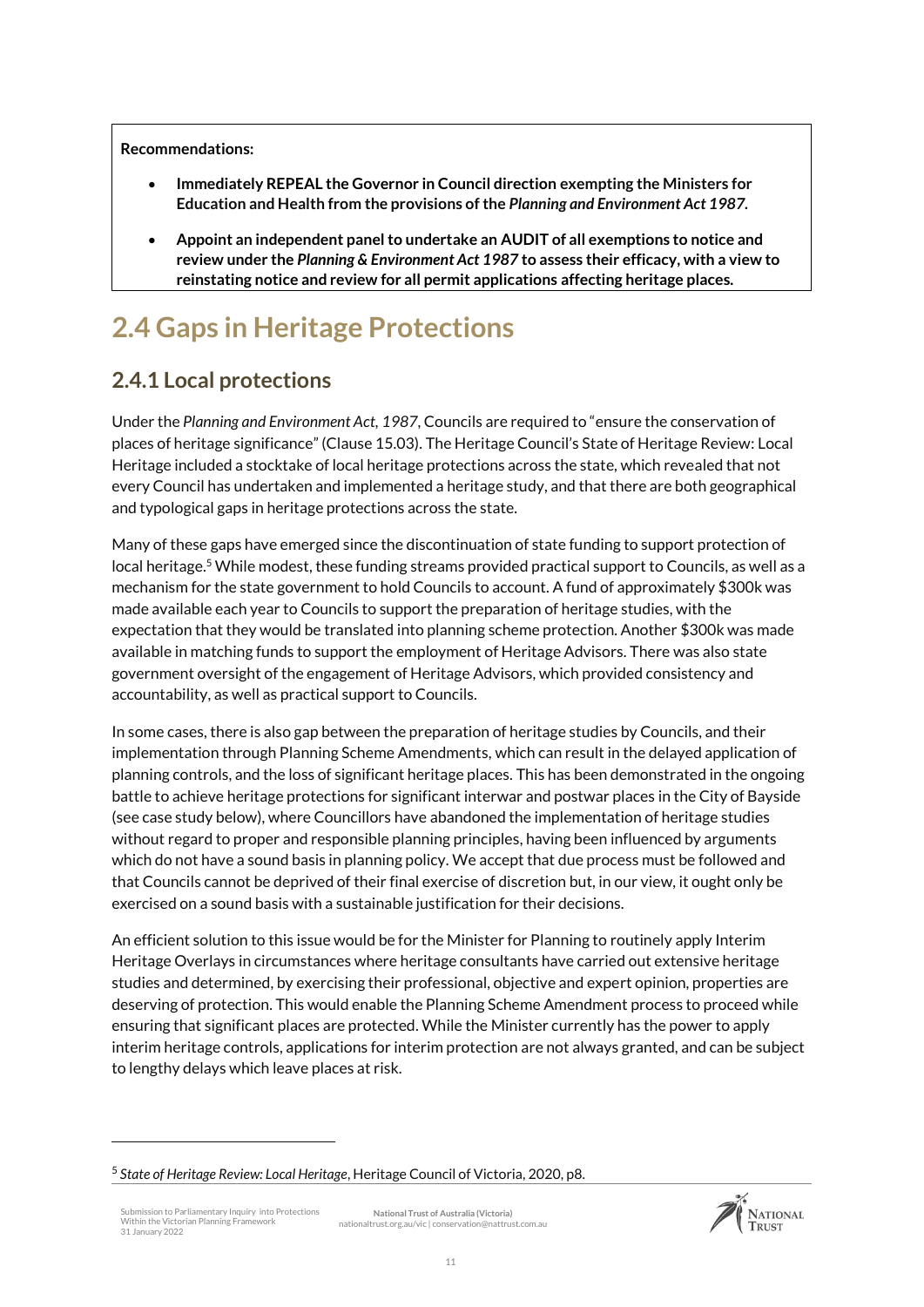**Recommendations:**

- **Immediately REPEAL the Governor in Council direction exempting the Ministers for Education and Health from the provisions of the *Planning and Environment Act 1987*.**
- **Appoint an independent panel to undertake an AUDIT of all exemptions to notice and review under the *Planning & Environment Act 1987* to assess their efficacy, with a view to reinstating notice and review for all permit applications affecting heritage places.**

# 2.4 Gaps in Heritage Protections

## 2.4.1 Local protections

Under the *Planning and Environment Act, 1987*, Councils are required to "ensure the conservation of places of heritage significance" (Clause 15.03). The Heritage Council's State of Heritage Review: Local Heritage included a stocktake of local heritage protections across the state, which revealed that not every Council has undertaken and implemented a heritage study, and that there are both geographical and typological gaps in heritage protections across the state.

Many of these gaps have emerged since the discontinuation of state funding to support protection of local heritage.[5] While modest, these funding streams provided practical support to Councils, as well as a mechanism for the state government to hold Councils to account. A fund of approximately $300k was made available each year to Councils to support the preparation of heritage studies, with the expectation that they would be translated into planning scheme protection. Another $300k was made available in matching funds to support the employment of Heritage Advisors. There was also state government oversight of the engagement of Heritage Advisors, which provided consistency and accountability, as well as practical support to Councils.

In some cases, there is also gap between the preparation of heritage studies by Councils, and their implementation through Planning Scheme Amendments, which can result in the delayed application of planning controls, and the loss of significant heritage places. This has been demonstrated in the ongoing battle to achieve heritage protections for significant interwar and postwar places in the City of Bayside (see case study below), where Councillors have abandoned the implementation of heritage studies without regard to proper and responsible planning principles, having been influenced by arguments which do not have a sound basis in planning policy. We accept that due process must be followed and that Councils cannot be deprived of their final exercise of discretion but, in our view, it ought only be exercised on a sound basis with a sustainable justification for their decisions.

An efficient solution to this issue would be for the Minister for Planning to routinely apply Interim Heritage Overlays in circumstances where heritage consultants have carried out extensive heritage studies and determined, by exercising their professional, objective and expert opinion, properties are deserving of protection. This would enable the Planning Scheme Amendment process to proceed while ensuring that significant places are protected. While the Minister currently has the power to apply interim heritage controls, applications for interim protection are not always granted, and can be subject to lengthy delays which leave places at risk.

---

[5] *State of Heritage Review: Local Heritage*, Heritage Council of Victoria, 2020, p8.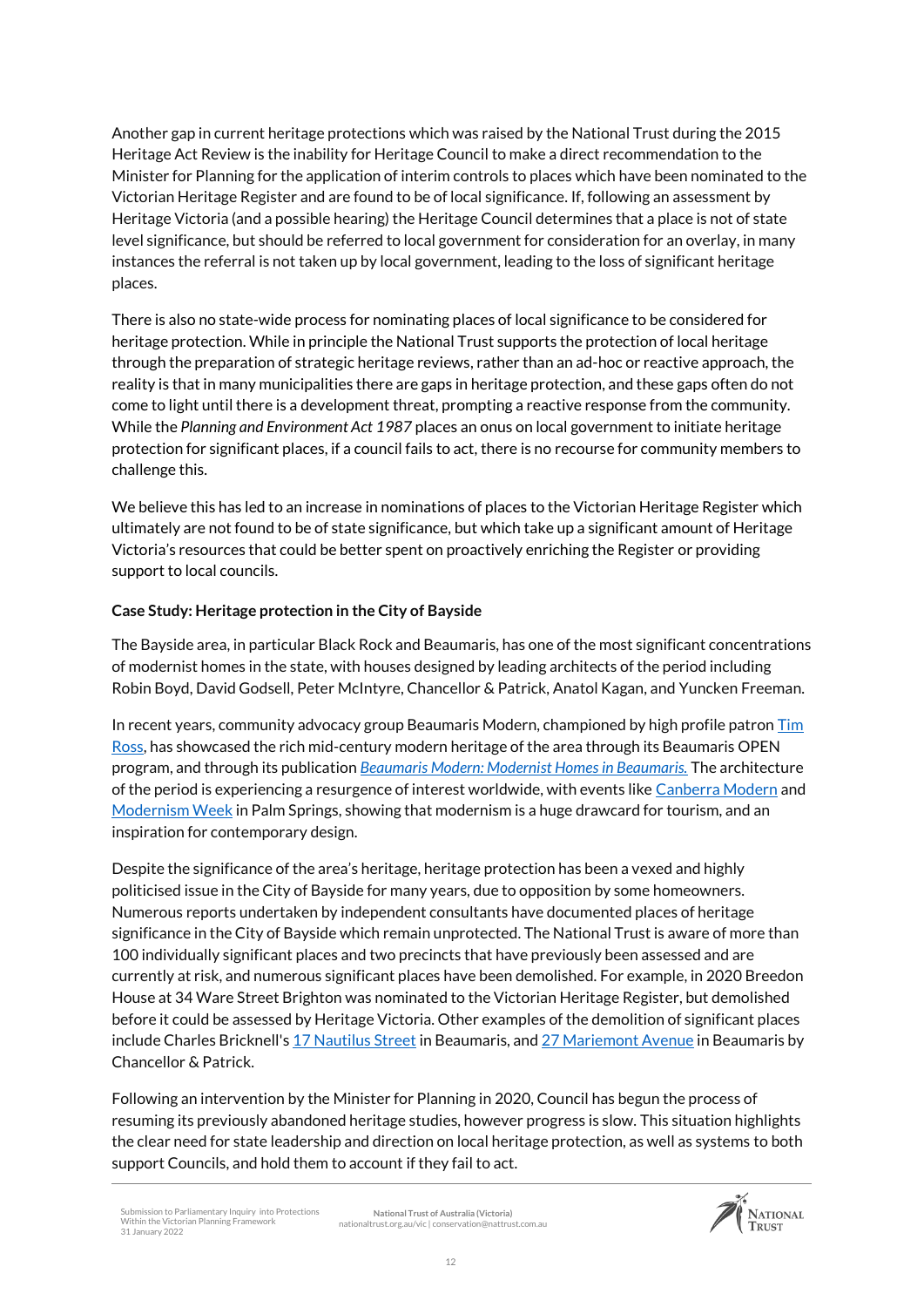Another gap in current heritage protections which was raised by the National Trust during the 2015 Heritage Act Review is the inability for Heritage Council to make a direct recommendation to the Minister for Planning for the application of interim controls to places which have been nominated to the Victorian Heritage Register and are found to be of local significance. If, following an assessment by Heritage Victoria (and a possible hearing) the Heritage Council determines that a place is not of state level significance, but should be referred to local government for consideration for an overlay, in many instances the referral is not taken up by local government, leading to the loss of significant heritage places.

There is also no state-wide process for nominating places of local significance to be considered for heritage protection. While in principle the National Trust supports the protection of local heritage through the preparation of strategic heritage reviews, rather than an ad-hoc or reactive approach, the reality is that in many municipalities there are gaps in heritage protection, and these gaps often do not come to light until there is a development threat, prompting a reactive response from the community. While the *Planning and Environment Act 1987* places an onus on local government to initiate heritage protection for significant places, if a council fails to act, there is no recourse for community members to challenge this.

We believe this has led to an increase in nominations of places to the Victorian Heritage Register which ultimately are not found to be of state significance, but which take up a significant amount of Heritage Victoria's resources that could be better spent on proactively enriching the Register or providing support to local councils.

**Case Study: Heritage protection in the City of Bayside**

The Bayside area, in particular Black Rock and Beaumaris, has one of the most significant concentrations of modernist homes in the state, with houses designed by leading architects of the period including Robin Boyd, David Godsell, Peter McIntyre, Chancellor & Patrick, Anatol Kagan, and Yuncken Freeman.

In recent years, community advocacy group Beaumaris Modern, championed by high profile patron Tim Ross, has showcased the rich mid-century modern heritage of the area through its Beaumaris OPEN program, and through its publication *Beaumaris Modern: Modernist Homes in Beaumaris.* The architecture of the period is experiencing a resurgence of interest worldwide, with events like Canberra Modern and Modernism Week in Palm Springs, showing that modernism is a huge drawcard for tourism, and an inspiration for contemporary design.

Despite the significance of the area's heritage, heritage protection has been a vexed and highly politicised issue in the City of Bayside for many years, due to opposition by some homeowners. Numerous reports undertaken by independent consultants have documented places of heritage significance in the City of Bayside which remain unprotected. The National Trust is aware of more than 100 individually significant places and two precincts that have previously been assessed and are currently at risk, and numerous significant places have been demolished. For example, in 2020 Breedon House at 34 Ware Street Brighton was nominated to the Victorian Heritage Register, but demolished before it could be assessed by Heritage Victoria. Other examples of the demolition of significant places include Charles Bricknell's 17 Nautilus Street in Beaumaris, and 27 Mariemont Avenue in Beaumaris by Chancellor & Patrick.

Following an intervention by the Minister for Planning in 2020, Council has begun the process of resuming its previously abandoned heritage studies, however progress is slow. This situation highlights the clear need for state leadership and direction on local heritage protection, as well as systems to both support Councils, and hold them to account if they fail to act.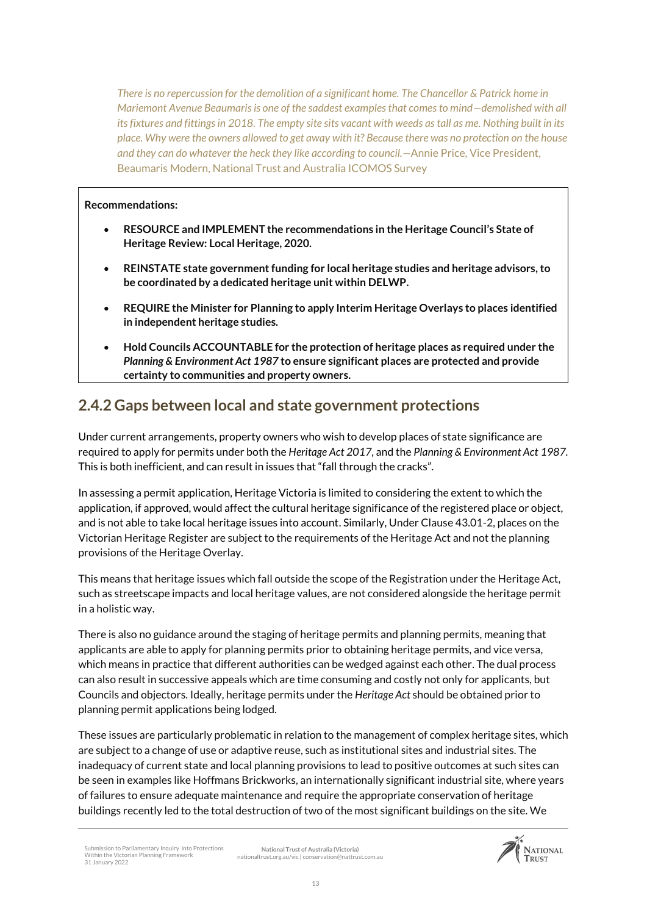*There is no repercussion for the demolition of a significant home. The Chancellor & Patrick home in Mariemont Avenue Beaumaris is one of the saddest examples that comes to mind—demolished with all its fixtures and fittings in 2018. The empty site sits vacant with weeds as tall as me. Nothing built in its place. Why were the owners allowed to get away with it? Because there was no protection on the house and they can do whatever the heck they like according to council.*—Annie Price, Vice President, Beaumaris Modern, National Trust and Australia ICOMOS Survey

**Recommendations:**

- **RESOURCE and IMPLEMENT the recommendations in the Heritage Council's State of Heritage Review: Local Heritage, 2020.**
- **REINSTATE state government funding for local heritage studies and heritage advisors, to be coordinated by a dedicated heritage unit within DELWP.**
- **REQUIRE the Minister for Planning to apply Interim Heritage Overlays to places identified in independent heritage studies.**
- **Hold Councils ACCOUNTABLE for the protection of heritage places as required under the *Planning & Environment Act 1987* to ensure significant places are protected and provide certainty to communities and property owners.**

## 2.4.2 Gaps between local and state government protections

Under current arrangements, property owners who wish to develop places of state significance are required to apply for permits under both the *Heritage Act 2017*, and the *Planning & Environment Act 1987*. This is both inefficient, and can result in issues that "fall through the cracks".

In assessing a permit application, Heritage Victoria is limited to considering the extent to which the application, if approved, would affect the cultural heritage significance of the registered place or object, and is not able to take local heritage issues into account. Similarly, Under Clause 43.01-2, places on the Victorian Heritage Register are subject to the requirements of the Heritage Act and not the planning provisions of the Heritage Overlay.

This means that heritage issues which fall outside the scope of the Registration under the Heritage Act, such as streetscape impacts and local heritage values, are not considered alongside the heritage permit in a holistic way.

There is also no guidance around the staging of heritage permits and planning permits, meaning that applicants are able to apply for planning permits prior to obtaining heritage permits, and vice versa, which means in practice that different authorities can be wedged against each other. The dual process can also result in successive appeals which are time consuming and costly not only for applicants, but Councils and objectors. Ideally, heritage permits under the *Heritage Act* should be obtained prior to planning permit applications being lodged.

These issues are particularly problematic in relation to the management of complex heritage sites, which are subject to a change of use or adaptive reuse, such as institutional sites and industrial sites. The inadequacy of current state and local planning provisions to lead to positive outcomes at such sites can be seen in examples like Hoffmans Brickworks, an internationally significant industrial site, where years of failures to ensure adequate maintenance and require the appropriate conservation of heritage buildings recently led to the total destruction of two of the most significant buildings on the site. We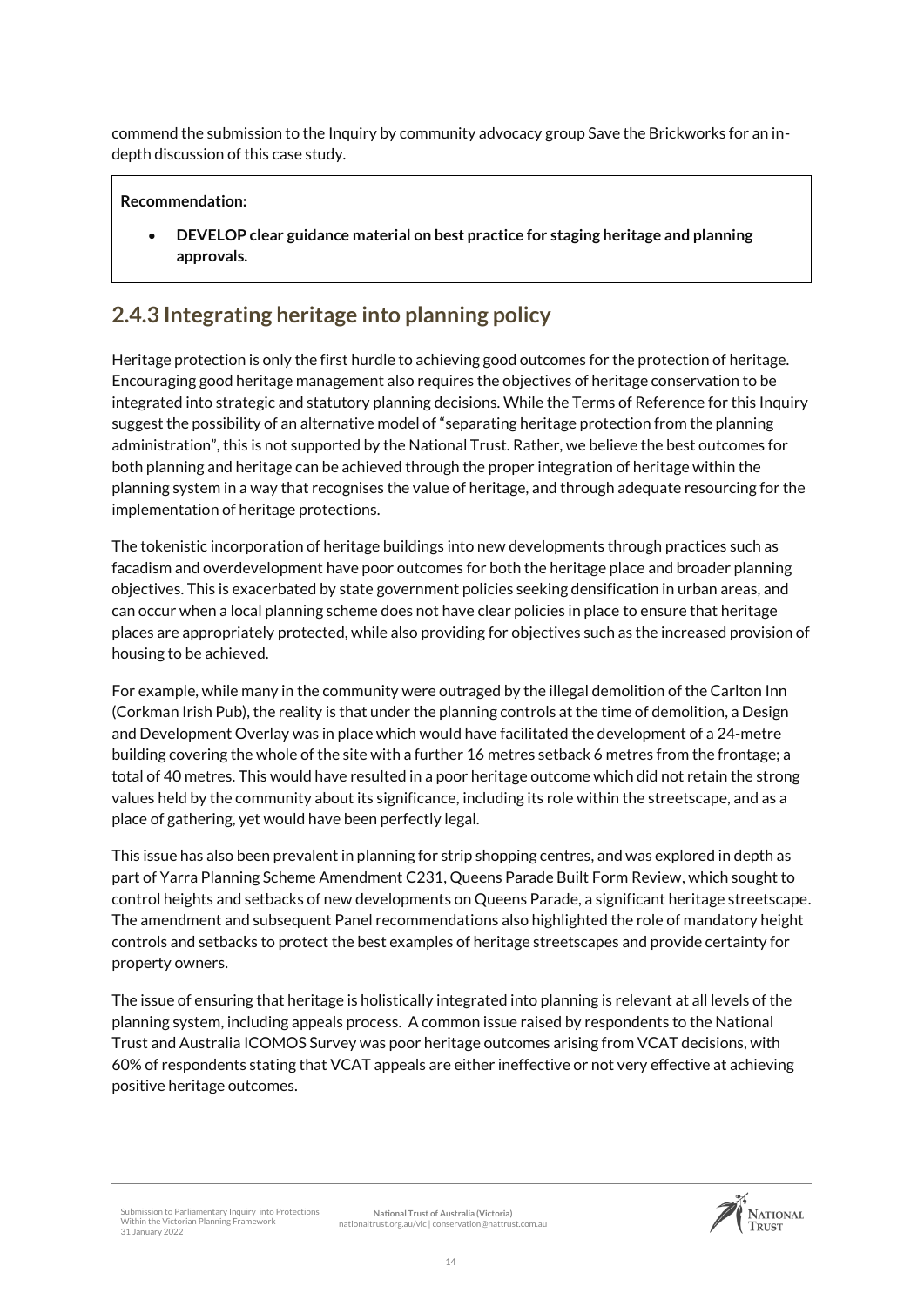commend the submission to the Inquiry by community advocacy group Save the Brickworks for an in-depth discussion of this case study.

**Recommendation:**

- **DEVELOP clear guidance material on best practice for staging heritage and planning approvals.**

## 2.4.3 Integrating heritage into planning policy

Heritage protection is only the first hurdle to achieving good outcomes for the protection of heritage. Encouraging good heritage management also requires the objectives of heritage conservation to be integrated into strategic and statutory planning decisions. While the Terms of Reference for this Inquiry suggest the possibility of an alternative model of "separating heritage protection from the planning administration", this is not supported by the National Trust. Rather, we believe the best outcomes for both planning and heritage can be achieved through the proper integration of heritage within the planning system in a way that recognises the value of heritage, and through adequate resourcing for the implementation of heritage protections.

The tokenistic incorporation of heritage buildings into new developments through practices such as facadism and overdevelopment have poor outcomes for both the heritage place and broader planning objectives. This is exacerbated by state government policies seeking densification in urban areas, and can occur when a local planning scheme does not have clear policies in place to ensure that heritage places are appropriately protected, while also providing for objectives such as the increased provision of housing to be achieved.

For example, while many in the community were outraged by the illegal demolition of the Carlton Inn (Corkman Irish Pub), the reality is that under the planning controls at the time of demolition, a Design and Development Overlay was in place which would have facilitated the development of a 24-metre building covering the whole of the site with a further 16 metres setback 6 metres from the frontage; a total of 40 metres. This would have resulted in a poor heritage outcome which did not retain the strong values held by the community about its significance, including its role within the streetscape, and as a place of gathering, yet would have been perfectly legal.

This issue has also been prevalent in planning for strip shopping centres, and was explored in depth as part of Yarra Planning Scheme Amendment C231, Queens Parade Built Form Review, which sought to control heights and setbacks of new developments on Queens Parade, a significant heritage streetscape. The amendment and subsequent Panel recommendations also highlighted the role of mandatory height controls and setbacks to protect the best examples of heritage streetscapes and provide certainty for property owners.

The issue of ensuring that heritage is holistically integrated into planning is relevant at all levels of the planning system, including appeals process. A common issue raised by respondents to the National Trust and Australia ICOMOS Survey was poor heritage outcomes arising from VCAT decisions, with 60% of respondents stating that VCAT appeals are either ineffective or not very effective at achieving positive heritage outcomes.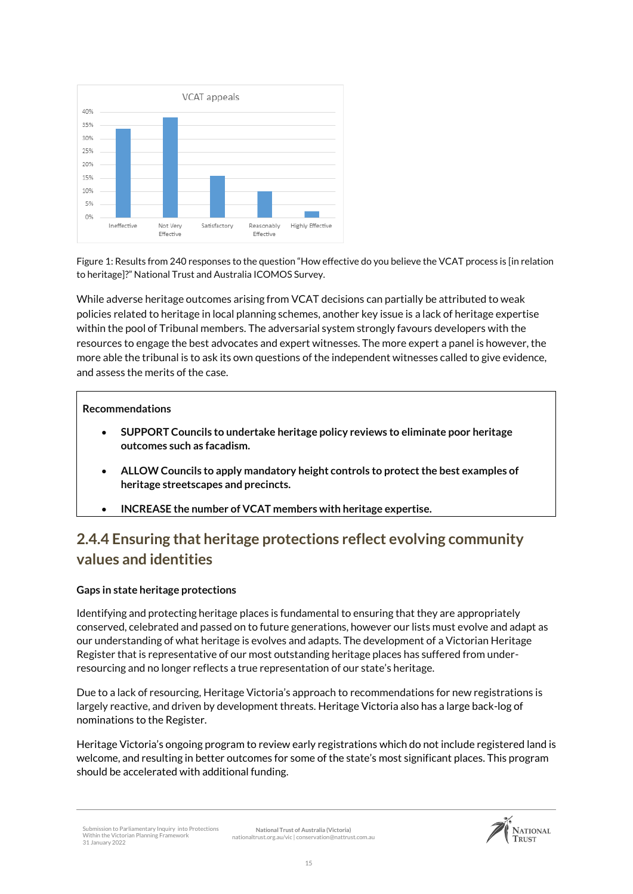Figure 1: Results from 240 responses to the question "How effective do you believe the VCAT process is [in relation to heritage]?" National Trust and Australia ICOMOS Survey.

While adverse heritage outcomes arising from VCAT decisions can partially be attributed to weak policies related to heritage in local planning schemes, another key issue is a lack of heritage expertise within the pool of Tribunal members. The adversarial system strongly favours developers with the resources to engage the best advocates and expert witnesses. The more expert a panel is however, the more able the tribunal is to ask its own questions of the independent witnesses called to give evidence, and assess the merits of the case.

**Recommendations**

- **SUPPORT Councils to undertake heritage policy reviews to eliminate poor heritage outcomes such as facadism.**
- **ALLOW Councils to apply mandatory height controls to protect the best examples of heritage streetscapes and precincts.**
- **INCREASE the number of VCAT members with heritage expertise.**

## 2.4.4 Ensuring that heritage protections reflect evolving community values and identities

**Gaps in state heritage protections**

Identifying and protecting heritage places is fundamental to ensuring that they are appropriately conserved, celebrated and passed on to future generations, however our lists must evolve and adapt as our understanding of what heritage is evolves and adapts. The development of a Victorian Heritage Register that is representative of our most outstanding heritage places has suffered from under-resourcing and no longer reflects a true representation of our state's heritage.

Due to a lack of resourcing, Heritage Victoria's approach to recommendations for new registrations is largely reactive, and driven by development threats. Heritage Victoria also has a large back-log of nominations to the Register.

Heritage Victoria's ongoing program to review early registrations which do not include registered land is welcome, and resulting in better outcomes for some of the state's most significant places. This program should be accelerated with additional funding.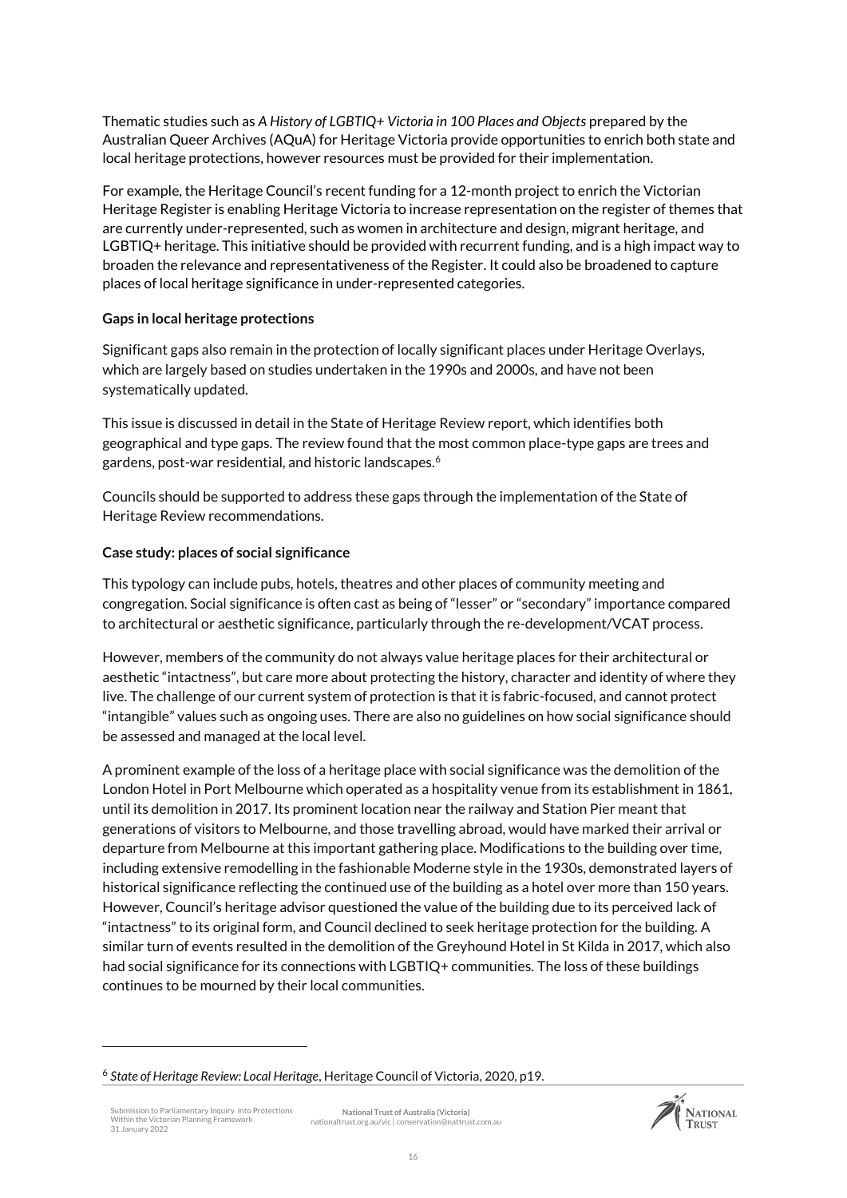Thematic studies such as *A History of LGBTIQ+ Victoria in 100 Places and Objects* prepared by the Australian Queer Archives (AQuA) for Heritage Victoria provide opportunities to enrich both state and local heritage protections, however resources must be provided for their implementation.

For example, the Heritage Council's recent funding for a 12-month project to enrich the Victorian Heritage Register is enabling Heritage Victoria to increase representation on the register of themes that are currently under-represented, such as women in architecture and design, migrant heritage, and LGBTIQ+ heritage. This initiative should be provided with recurrent funding, and is a high impact way to broaden the relevance and representativeness of the Register. It could also be broadened to capture places of local heritage significance in under-represented categories.

**Gaps in local heritage protections**

Significant gaps also remain in the protection of locally significant places under Heritage Overlays, which are largely based on studies undertaken in the 1990s and 2000s, and have not been systematically updated.

This issue is discussed in detail in the State of Heritage Review report, which identifies both geographical and type gaps. The review found that the most common place-type gaps are trees and gardens, post-war residential, and historic landscapes.[6]

Councils should be supported to address these gaps through the implementation of the State of Heritage Review recommendations.

**Case study: places of social significance**

This typology can include pubs, hotels, theatres and other places of community meeting and congregation. Social significance is often cast as being of "lesser" or "secondary" importance compared to architectural or aesthetic significance, particularly through the re-development/VCAT process.

However, members of the community do not always value heritage places for their architectural or aesthetic "intactness", but care more about protecting the history, character and identity of where they live. The challenge of our current system of protection is that it is fabric-focused, and cannot protect "intangible" values such as ongoing uses. There are also no guidelines on how social significance should be assessed and managed at the local level.

A prominent example of the loss of a heritage place with social significance was the demolition of the London Hotel in Port Melbourne which operated as a hospitality venue from its establishment in 1861, until its demolition in 2017. Its prominent location near the railway and Station Pier meant that generations of visitors to Melbourne, and those travelling abroad, would have marked their arrival or departure from Melbourne at this important gathering place. Modifications to the building over time, including extensive remodelling in the fashionable Moderne style in the 1930s, demonstrated layers of historical significance reflecting the continued use of the building as a hotel over more than 150 years. However, Council's heritage advisor questioned the value of the building due to its perceived lack of "intactness" to its original form, and Council declined to seek heritage protection for the building. A similar turn of events resulted in the demolition of the Greyhound Hotel in St Kilda in 2017, which also had social significance for its connections with LGBTIQ+ communities. The loss of these buildings continues to be mourned by their local communities.

---

[6] *State of Heritage Review: Local Heritage*, Heritage Council of Victoria, 2020, p19.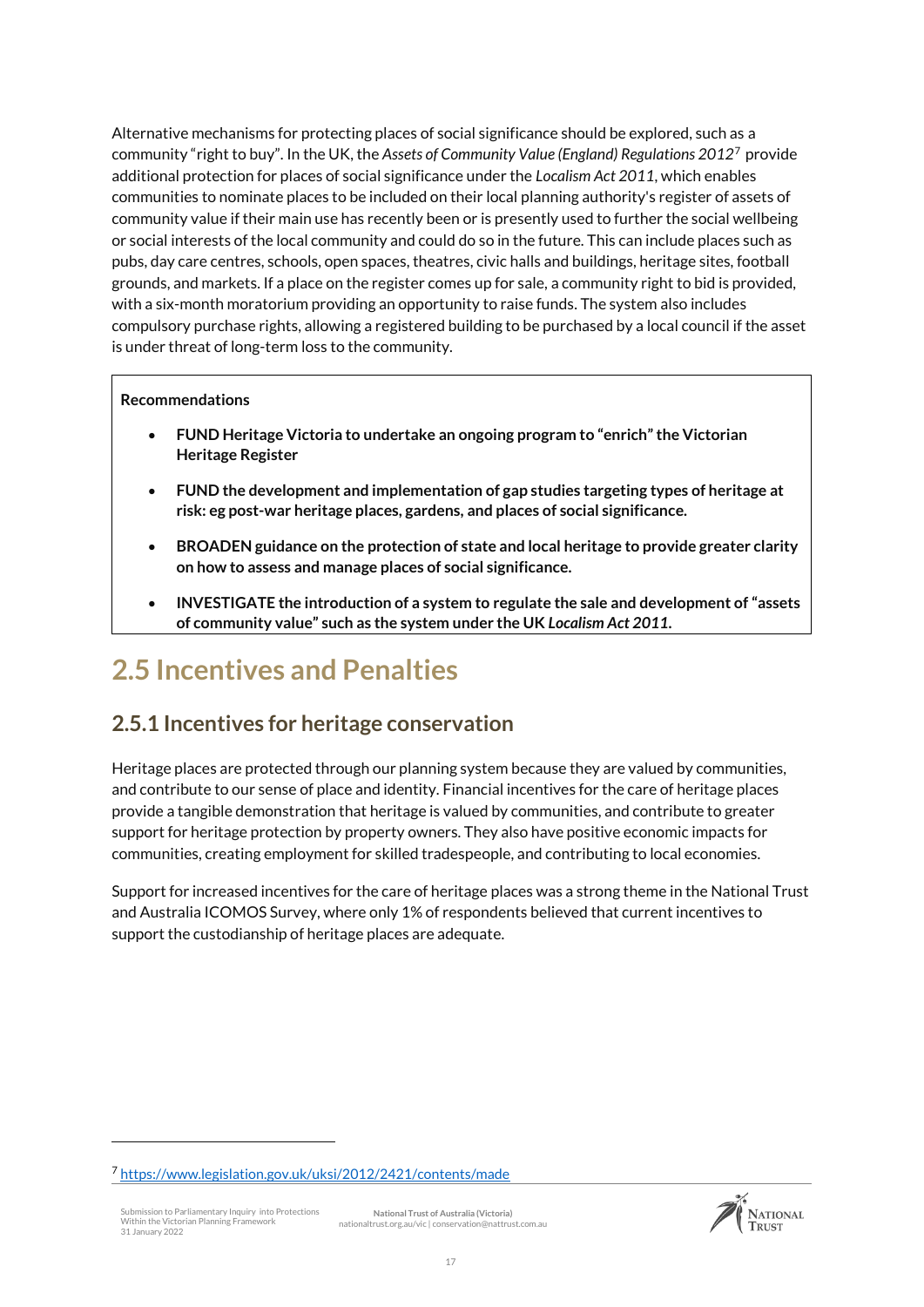Alternative mechanisms for protecting places of social significance should be explored, such as a community "right to buy". In the UK, the *Assets of Community Value (England) Regulations 2012*[7] provide additional protection for places of social significance under the *Localism Act 2011*, which enables communities to nominate places to be included on their local planning authority's register of assets of community value if their main use has recently been or is presently used to further the social wellbeing or social interests of the local community and could do so in the future. This can include places such as pubs, day care centres, schools, open spaces, theatres, civic halls and buildings, heritage sites, football grounds, and markets. If a place on the register comes up for sale, a community right to bid is provided, with a six-month moratorium providing an opportunity to raise funds. The system also includes compulsory purchase rights, allowing a registered building to be purchased by a local council if the asset is under threat of long-term loss to the community.

**Recommendations**

- **FUND Heritage Victoria to undertake an ongoing program to "enrich" the Victorian Heritage Register**
- **FUND the development and implementation of gap studies targeting types of heritage at risk: eg post-war heritage places, gardens, and places of social significance.**
- **BROADEN guidance on the protection of state and local heritage to provide greater clarity on how to assess and manage places of social significance.**
- **INVESTIGATE the introduction of a system to regulate the sale and development of "assets of community value" such as the system under the UK *Localism Act 2011*.**

## 2.5 Incentives and Penalties

### 2.5.1 Incentives for heritage conservation

Heritage places are protected through our planning system because they are valued by communities, and contribute to our sense of place and identity. Financial incentives for the care of heritage places provide a tangible demonstration that heritage is valued by communities, and contribute to greater support for heritage protection by property owners. They also have positive economic impacts for communities, creating employment for skilled tradespeople, and contributing to local economies.

Support for increased incentives for the care of heritage places was a strong theme in the National Trust and Australia ICOMOS Survey, where only 1% of respondents believed that current incentives to support the custodianship of heritage places are adequate.

[7] https://www.legislation.gov.uk/uksi/2012/2421/contents/made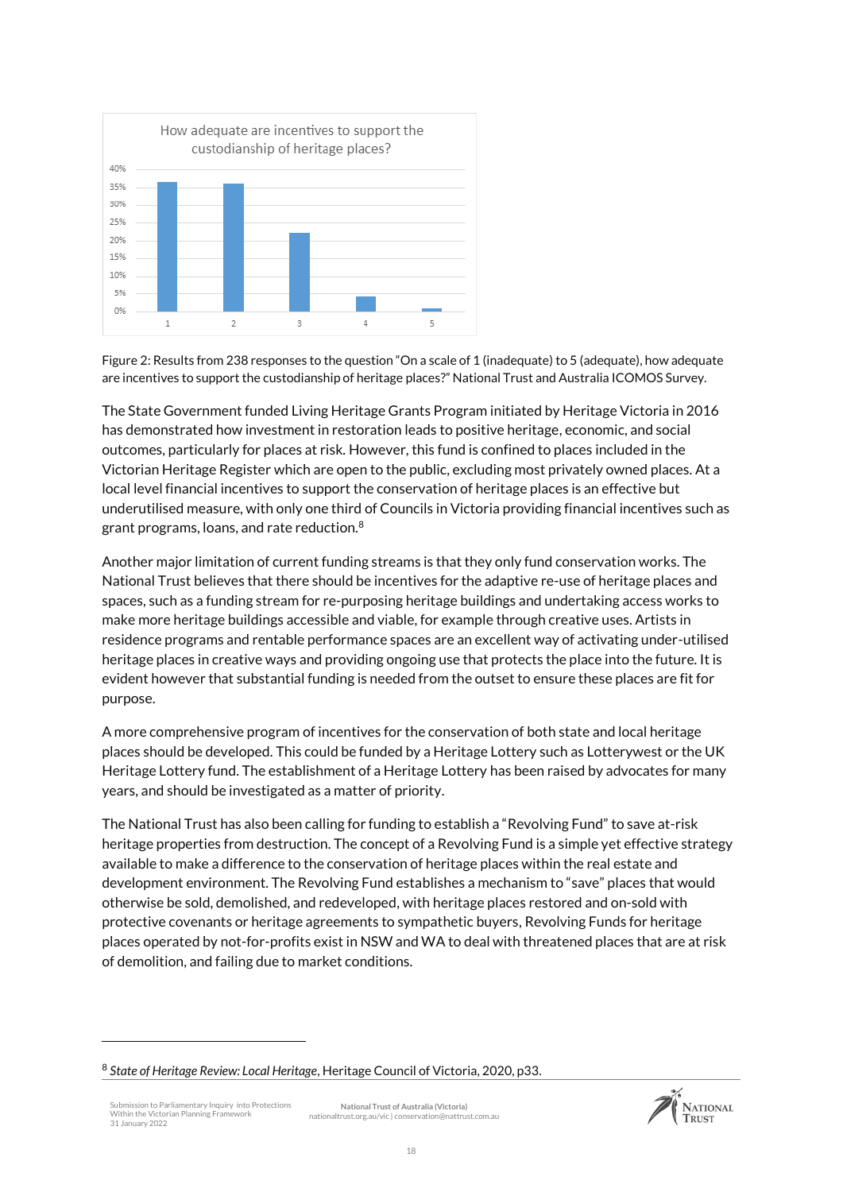Figure 2: Results from 238 responses to the question "On a scale of 1 (inadequate) to 5 (adequate), how adequate are incentives to support the custodianship of heritage places?" National Trust and Australia ICOMOS Survey.

The State Government funded Living Heritage Grants Program initiated by Heritage Victoria in 2016 has demonstrated how investment in restoration leads to positive heritage, economic, and social outcomes, particularly for places at risk. However, this fund is confined to places included in the Victorian Heritage Register which are open to the public, excluding most privately owned places. At a local level financial incentives to support the conservation of heritage places is an effective but underutilised measure, with only one third of Councils in Victoria providing financial incentives such as grant programs, loans, and rate reduction.[8]

Another major limitation of current funding streams is that they only fund conservation works. The National Trust believes that there should be incentives for the adaptive re-use of heritage places and spaces, such as a funding stream for re-purposing heritage buildings and undertaking access works to make more heritage buildings accessible and viable, for example through creative uses. Artists in residence programs and rentable performance spaces are an excellent way of activating under-utilised heritage places in creative ways and providing ongoing use that protects the place into the future. It is evident however that substantial funding is needed from the outset to ensure these places are fit for purpose.

A more comprehensive program of incentives for the conservation of both state and local heritage places should be developed. This could be funded by a Heritage Lottery such as Lotterywest or the UK Heritage Lottery fund. The establishment of a Heritage Lottery has been raised by advocates for many years, and should be investigated as a matter of priority.

The National Trust has also been calling for funding to establish a "Revolving Fund" to save at-risk heritage properties from destruction. The concept of a Revolving Fund is a simple yet effective strategy available to make a difference to the conservation of heritage places within the real estate and development environment. The Revolving Fund establishes a mechanism to "save" places that would otherwise be sold, demolished, and redeveloped, with heritage places restored and on-sold with protective covenants or heritage agreements to sympathetic buyers, Revolving Funds for heritage places operated by not-for-profits exist in NSW and WA to deal with threatened places that are at risk of demolition, and failing due to market conditions.

---

[8] *State of Heritage Review: Local Heritage*, Heritage Council of Victoria, 2020, p33.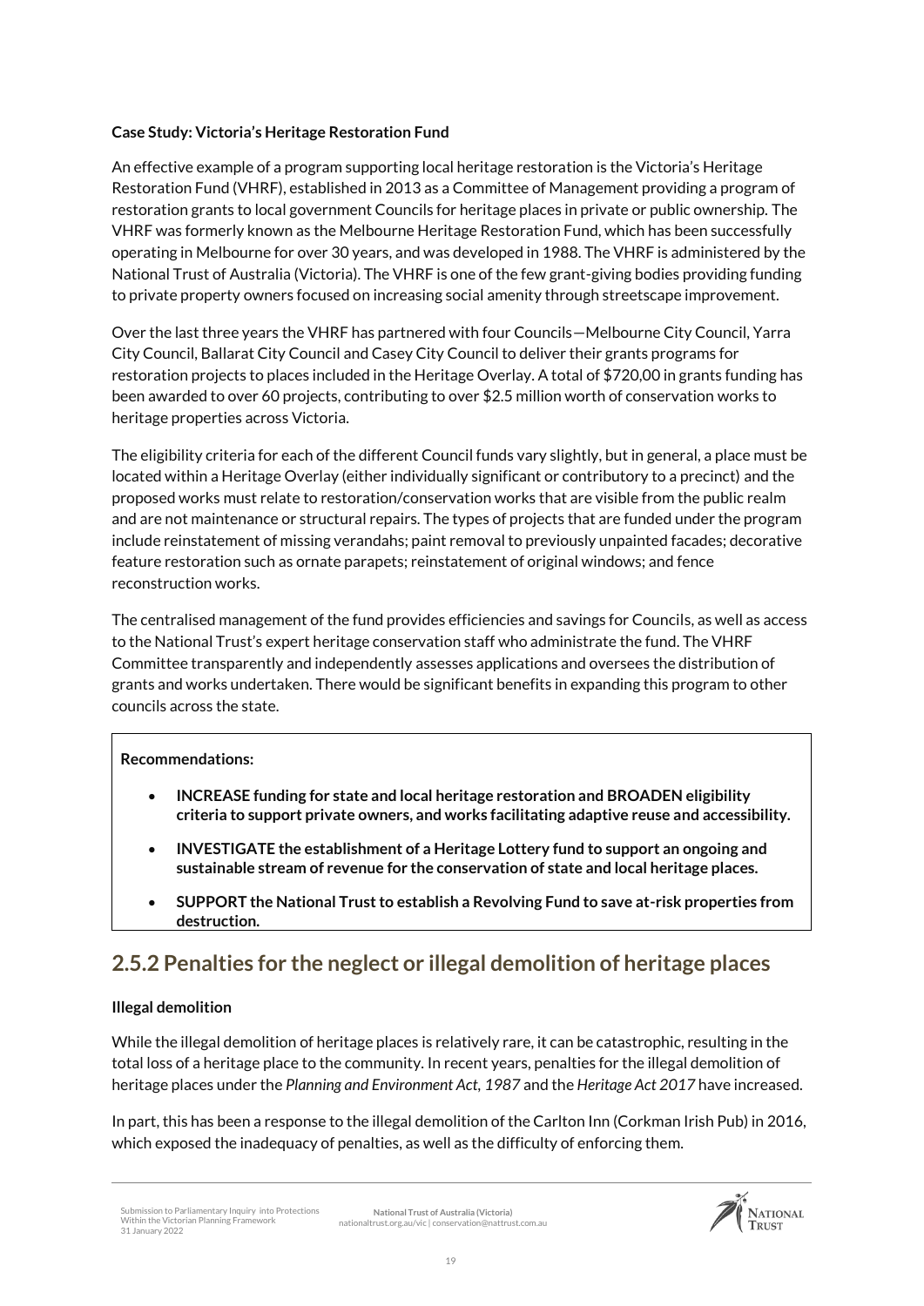**Case Study: Victoria's Heritage Restoration Fund**

An effective example of a program supporting local heritage restoration is the Victoria's Heritage Restoration Fund (VHRF), established in 2013 as a Committee of Management providing a program of restoration grants to local government Councils for heritage places in private or public ownership. The VHRF was formerly known as the Melbourne Heritage Restoration Fund, which has been successfully operating in Melbourne for over 30 years, and was developed in 1988. The VHRF is administered by the National Trust of Australia (Victoria). The VHRF is one of the few grant-giving bodies providing funding to private property owners focused on increasing social amenity through streetscape improvement.

Over the last three years the VHRF has partnered with four Councils—Melbourne City Council, Yarra City Council, Ballarat City Council and Casey City Council to deliver their grants programs for restoration projects to places included in the Heritage Overlay. A total of $720,00 in grants funding has been awarded to over 60 projects, contributing to over $2.5 million worth of conservation works to heritage properties across Victoria.

The eligibility criteria for each of the different Council funds vary slightly, but in general, a place must be located within a Heritage Overlay (either individually significant or contributory to a precinct) and the proposed works must relate to restoration/conservation works that are visible from the public realm and are not maintenance or structural repairs. The types of projects that are funded under the program include reinstatement of missing verandahs; paint removal to previously unpainted facades; decorative feature restoration such as ornate parapets; reinstatement of original windows; and fence reconstruction works.

The centralised management of the fund provides efficiencies and savings for Councils, as well as access to the National Trust's expert heritage conservation staff who administrate the fund. The VHRF Committee transparently and independently assesses applications and oversees the distribution of grants and works undertaken. There would be significant benefits in expanding this program to other councils across the state.

**Recommendations:**

- **INCREASE funding for state and local heritage restoration and BROADEN eligibility criteria to support private owners, and works facilitating adaptive reuse and accessibility.**
- **INVESTIGATE the establishment of a Heritage Lottery fund to support an ongoing and sustainable stream of revenue for the conservation of state and local heritage places.**
- **SUPPORT the National Trust to establish a Revolving Fund to save at-risk properties from destruction.**

## 2.5.2 Penalties for the neglect or illegal demolition of heritage places

**Illegal demolition**

While the illegal demolition of heritage places is relatively rare, it can be catastrophic, resulting in the total loss of a heritage place to the community. In recent years, penalties for the illegal demolition of heritage places under the *Planning and Environment Act, 1987* and the *Heritage Act 2017* have increased.

In part, this has been a response to the illegal demolition of the Carlton Inn (Corkman Irish Pub) in 2016, which exposed the inadequacy of penalties, as well as the difficulty of enforcing them.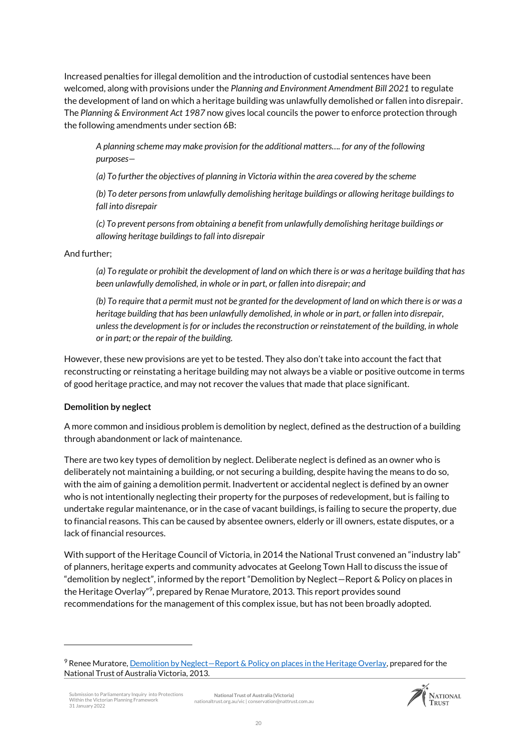Increased penalties for illegal demolition and the introduction of custodial sentences have been welcomed, along with provisions under the *Planning and Environment Amendment Bill 2021* to regulate the development of land on which a heritage building was unlawfully demolished or fallen into disrepair. The *Planning & Environment Act 1987* now gives local councils the power to enforce protection through the following amendments under section 6B:

> *A planning scheme may make provision for the additional matters…. for any of the following purposes—*
>
> *(a) To further the objectives of planning in Victoria within the area covered by the scheme*
>
> *(b) To deter persons from unlawfully demolishing heritage buildings or allowing heritage buildings to fall into disrepair*
>
> *(c) To prevent persons from obtaining a benefit from unlawfully demolishing heritage buildings or allowing heritage buildings to fall into disrepair*

And further;

> *(a) To regulate or prohibit the development of land on which there is or was a heritage building that has been unlawfully demolished, in whole or in part, or fallen into disrepair; and*
>
> *(b) To require that a permit must not be granted for the development of land on which there is or was a heritage building that has been unlawfully demolished, in whole or in part, or fallen into disrepair, unless the development is for or includes the reconstruction or reinstatement of the building, in whole or in part; or the repair of the building.*

However, these new provisions are yet to be tested. They also don't take into account the fact that reconstructing or reinstating a heritage building may not always be a viable or positive outcome in terms of good heritage practice, and may not recover the values that made that place significant.

**Demolition by neglect**

A more common and insidious problem is demolition by neglect, defined as the destruction of a building through abandonment or lack of maintenance.

There are two key types of demolition by neglect. Deliberate neglect is defined as an owner who is deliberately not maintaining a building, or not securing a building, despite having the means to do so, with the aim of gaining a demolition permit. Inadvertent or accidental neglect is defined by an owner who is not intentionally neglecting their property for the purposes of redevelopment, but is failing to undertake regular maintenance, or in the case of vacant buildings, is failing to secure the property, due to financial reasons. This can be caused by absentee owners, elderly or ill owners, estate disputes, or a lack of financial resources.

With support of the Heritage Council of Victoria, in 2014 the National Trust convened an "industry lab" of planners, heritage experts and community advocates at Geelong Town Hall to discuss the issue of "demolition by neglect", informed by the report "Demolition by Neglect—Report & Policy on places in the Heritage Overlay"[9], prepared by Renae Muratore, 2013. This report provides sound recommendations for the management of this complex issue, but has not been broadly adopted.

---

[9] Renee Muratore, Demolition by Neglect—Report & Policy on places in the Heritage Overlay, prepared for the National Trust of Australia Victoria, 2013.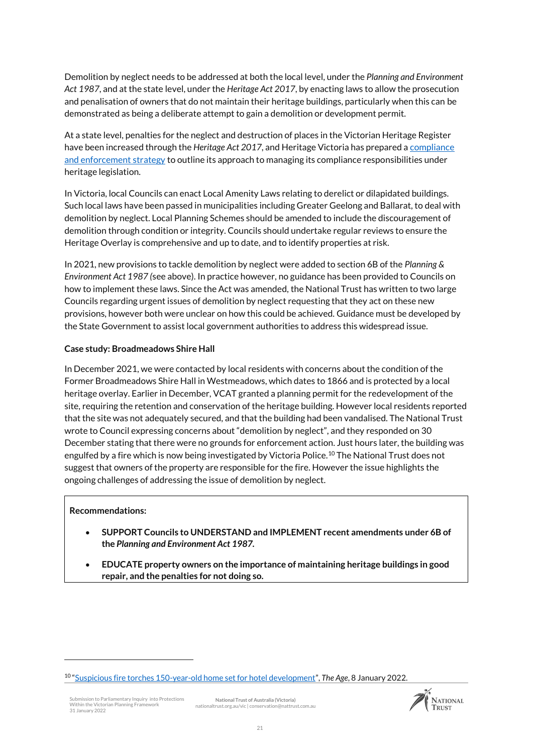Demolition by neglect needs to be addressed at both the local level, under the *Planning and Environment Act 1987*, and at the state level, under the *Heritage Act 2017*, by enacting laws to allow the prosecution and penalisation of owners that do not maintain their heritage buildings, particularly when this can be demonstrated as being a deliberate attempt to gain a demolition or development permit.

At a state level, penalties for the neglect and destruction of places in the Victorian Heritage Register have been increased through the *Heritage Act 2017*, and Heritage Victoria has prepared a compliance and enforcement strategy to outline its approach to managing its compliance responsibilities under heritage legislation.

In Victoria, local Councils can enact Local Amenity Laws relating to derelict or dilapidated buildings. Such local laws have been passed in municipalities including Greater Geelong and Ballarat, to deal with demolition by neglect. Local Planning Schemes should be amended to include the discouragement of demolition through condition or integrity. Councils should undertake regular reviews to ensure the Heritage Overlay is comprehensive and up to date, and to identify properties at risk.

In 2021, new provisions to tackle demolition by neglect were added to section 6B of the *Planning & Environment Act 1987* (see above). In practice however, no guidance has been provided to Councils on how to implement these laws. Since the Act was amended, the National Trust has written to two large Councils regarding urgent issues of demolition by neglect requesting that they act on these new provisions, however both were unclear on how this could be achieved. Guidance must be developed by the State Government to assist local government authorities to address this widespread issue.

**Case study: Broadmeadows Shire Hall**

In December 2021, we were contacted by local residents with concerns about the condition of the Former Broadmeadows Shire Hall in Westmeadows, which dates to 1866 and is protected by a local heritage overlay. Earlier in December, VCAT granted a planning permit for the redevelopment of the site, requiring the retention and conservation of the heritage building. However local residents reported that the site was not adequately secured, and that the building had been vandalised. The National Trust wrote to Council expressing concerns about "demolition by neglect", and they responded on 30 December stating that there were no grounds for enforcement action. Just hours later, the building was engulfed by a fire which is now being investigated by Victoria Police.[10] The National Trust does not suggest that owners of the property are responsible for the fire. However the issue highlights the ongoing challenges of addressing the issue of demolition by neglect.

**Recommendations:**

- **SUPPORT Councils to UNDERSTAND and IMPLEMENT recent amendments under 6B of the *Planning and Environment Act 1987*.**
- **EDUCATE property owners on the importance of maintaining heritage buildings in good repair, and the penalties for not doing so.**

[10] "Suspicious fire torches 150-year-old home set for hotel development", *The Age*, 8 January 2022.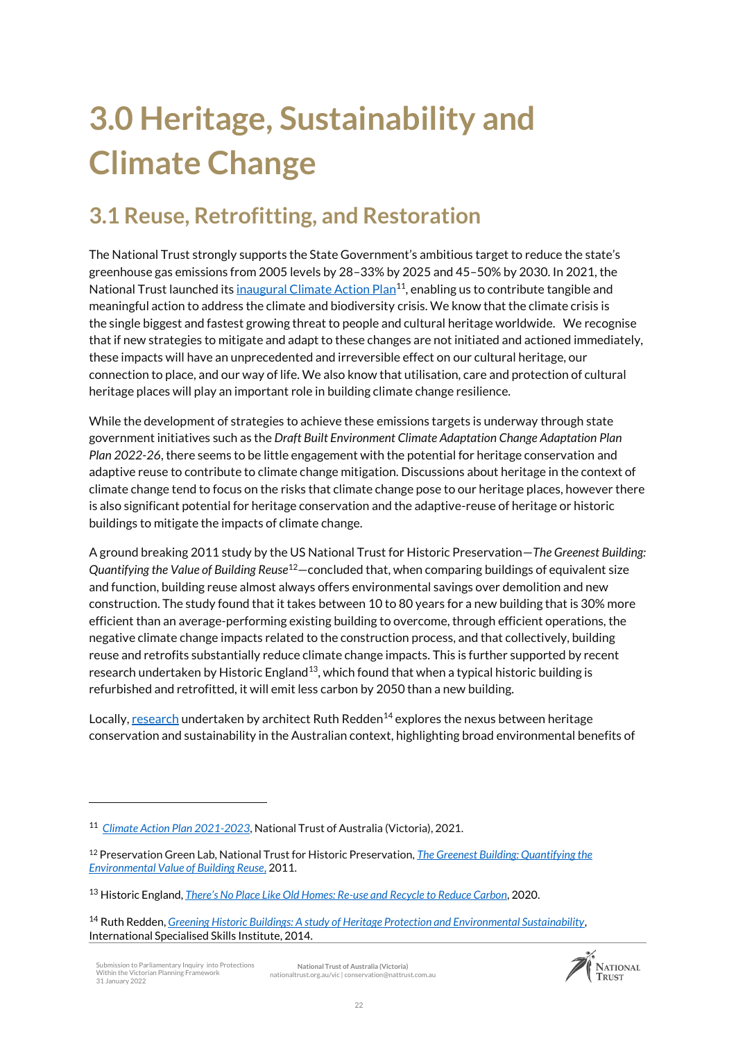# 3.0 Heritage, Sustainability and Climate Change

## 3.1 Reuse, Retrofitting, and Restoration

The National Trust strongly supports the State Government's ambitious target to reduce the state's greenhouse gas emissions from 2005 levels by 28–33% by 2025 and 45–50% by 2030. In 2021, the National Trust launched its inaugural Climate Action Plan[11], enabling us to contribute tangible and meaningful action to address the climate and biodiversity crisis. We know that the climate crisis is the single biggest and fastest growing threat to people and cultural heritage worldwide. We recognise that if new strategies to mitigate and adapt to these changes are not initiated and actioned immediately, these impacts will have an unprecedented and irreversible effect on our cultural heritage, our connection to place, and our way of life. We also know that utilisation, care and protection of cultural heritage places will play an important role in building climate change resilience.

While the development of strategies to achieve these emissions targets is underway through state government initiatives such as the *Draft Built Environment Climate Adaptation Change Adaptation Plan Plan 2022-26*, there seems to be little engagement with the potential for heritage conservation and adaptive reuse to contribute to climate change mitigation. Discussions about heritage in the context of climate change tend to focus on the risks that climate change pose to our heritage places, however there is also significant potential for heritage conservation and the adaptive-reuse of heritage or historic buildings to mitigate the impacts of climate change.

A ground breaking 2011 study by the US National Trust for Historic Preservation—*The Greenest Building: Quantifying the Value of Building Reuse*[12]—concluded that, when comparing buildings of equivalent size and function, building reuse almost always offers environmental savings over demolition and new construction. The study found that it takes between 10 to 80 years for a new building that is 30% more efficient than an average-performing existing building to overcome, through efficient operations, the negative climate change impacts related to the construction process, and that collectively, building reuse and retrofits substantially reduce climate change impacts. This is further supported by recent research undertaken by Historic England[13], which found that when a typical historic building is refurbished and retrofitted, it will emit less carbon by 2050 than a new building.

Locally, research undertaken by architect Ruth Redden[14] explores the nexus between heritage conservation and sustainability in the Australian context, highlighting broad environmental benefits of

---

[11] *Climate Action Plan 2021-2023*, National Trust of Australia (Victoria), 2021.

[12] Preservation Green Lab, National Trust for Historic Preservation, *The Greenest Building: Quantifying the Environmental Value of Building Reuse*, 2011.

[13] Historic England, *There's No Place Like Old Homes: Re-use and Recycle to Reduce Carbon*, 2020.

[14] Ruth Redden, *Greening Historic Buildings: A study of Heritage Protection and Environmental Sustainability*, International Specialised Skills Institute, 2014.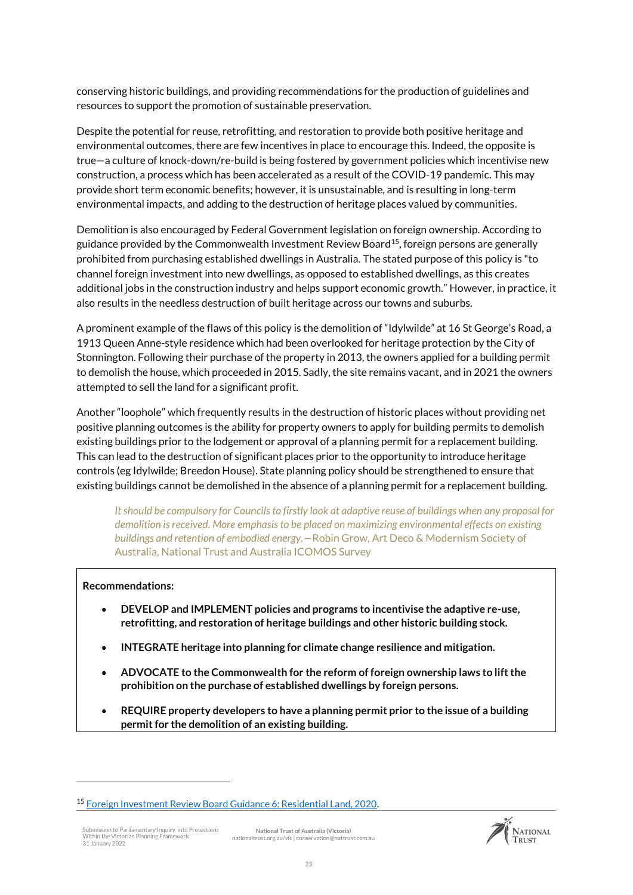conserving historic buildings, and providing recommendations for the production of guidelines and resources to support the promotion of sustainable preservation.

Despite the potential for reuse, retrofitting, and restoration to provide both positive heritage and environmental outcomes, there are few incentives in place to encourage this. Indeed, the opposite is true—a culture of knock-down/re-build is being fostered by government policies which incentivise new construction, a process which has been accelerated as a result of the COVID-19 pandemic. This may provide short term economic benefits; however, it is unsustainable, and is resulting in long-term environmental impacts, and adding to the destruction of heritage places valued by communities.

Demolition is also encouraged by Federal Government legislation on foreign ownership. According to guidance provided by the Commonwealth Investment Review Board[15], foreign persons are generally prohibited from purchasing established dwellings in Australia. The stated purpose of this policy is "to channel foreign investment into new dwellings, as opposed to established dwellings, as this creates additional jobs in the construction industry and helps support economic growth." However, in practice, it also results in the needless destruction of built heritage across our towns and suburbs.

A prominent example of the flaws of this policy is the demolition of "Idylwilde" at 16 St George's Road, a 1913 Queen Anne-style residence which had been overlooked for heritage protection by the City of Stonnington. Following their purchase of the property in 2013, the owners applied for a building permit to demolish the house, which proceeded in 2015. Sadly, the site remains vacant, and in 2021 the owners attempted to sell the land for a significant profit.

Another "loophole" which frequently results in the destruction of historic places without providing net positive planning outcomes is the ability for property owners to apply for building permits to demolish existing buildings prior to the lodgement or approval of a planning permit for a replacement building. This can lead to the destruction of significant places prior to the opportunity to introduce heritage controls (eg Idylwilde; Breedon House). State planning policy should be strengthened to ensure that existing buildings cannot be demolished in the absence of a planning permit for a replacement building.

> *It should be compulsory for Councils to firstly look at adaptive reuse of buildings when any proposal for demolition is received. More emphasis to be placed on maximizing environmental effects on existing buildings and retention of embodied energy.*—Robin Grow, Art Deco & Modernism Society of Australia, National Trust and Australia ICOMOS Survey

**Recommendations:**

- **DEVELOP and IMPLEMENT policies and programs to incentivise the adaptive re-use, retrofitting, and restoration of heritage buildings and other historic building stock.**
- **INTEGRATE heritage into planning for climate change resilience and mitigation.**
- **ADVOCATE to the Commonwealth for the reform of foreign ownership laws to lift the prohibition on the purchase of established dwellings by foreign persons.**
- **REQUIRE property developers to have a planning permit prior to the issue of a building permit for the demolition of an existing building.**

[15] Foreign Investment Review Board Guidance 6: Residential Land, 2020.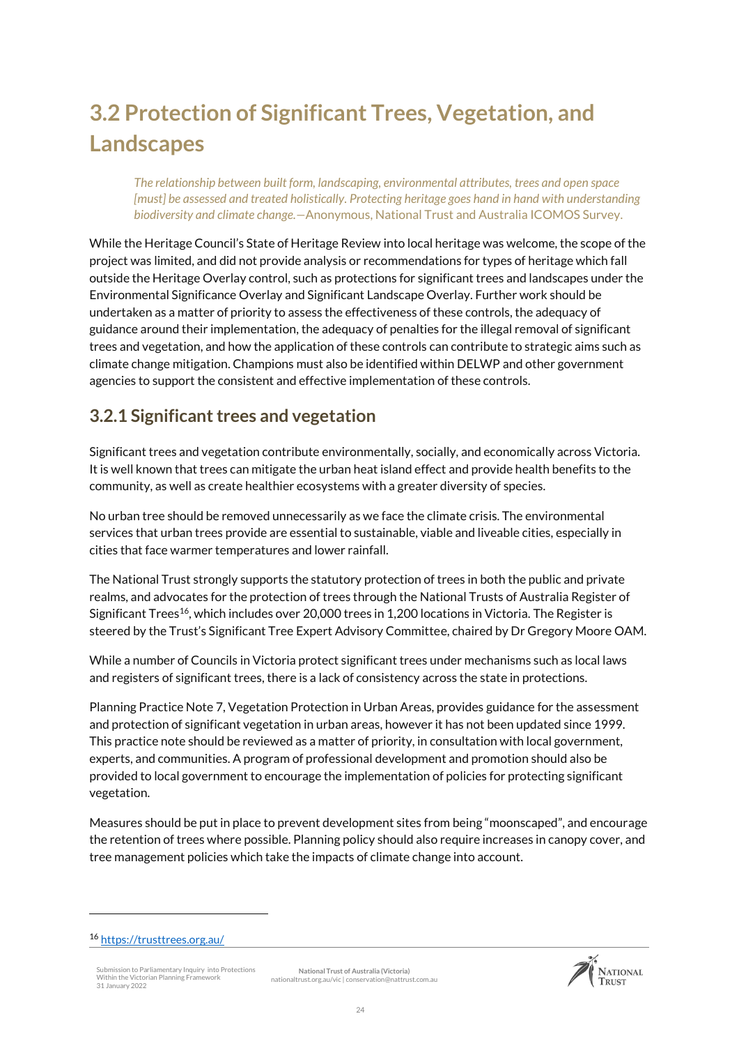## 3.2 Protection of Significant Trees, Vegetation, and Landscapes

> *The relationship between built form, landscaping, environmental attributes, trees and open space [must] be assessed and treated holistically. Protecting heritage goes hand in hand with understanding biodiversity and climate change.*—Anonymous, National Trust and Australia ICOMOS Survey.

While the Heritage Council's State of Heritage Review into local heritage was welcome, the scope of the project was limited, and did not provide analysis or recommendations for types of heritage which fall outside the Heritage Overlay control, such as protections for significant trees and landscapes under the Environmental Significance Overlay and Significant Landscape Overlay. Further work should be undertaken as a matter of priority to assess the effectiveness of these controls, the adequacy of guidance around their implementation, the adequacy of penalties for the illegal removal of significant trees and vegetation, and how the application of these controls can contribute to strategic aims such as climate change mitigation. Champions must also be identified within DELWP and other government agencies to support the consistent and effective implementation of these controls.

### 3.2.1 Significant trees and vegetation

Significant trees and vegetation contribute environmentally, socially, and economically across Victoria. It is well known that trees can mitigate the urban heat island effect and provide health benefits to the community, as well as create healthier ecosystems with a greater diversity of species.

No urban tree should be removed unnecessarily as we face the climate crisis. The environmental services that urban trees provide are essential to sustainable, viable and liveable cities, especially in cities that face warmer temperatures and lower rainfall.

The National Trust strongly supports the statutory protection of trees in both the public and private realms, and advocates for the protection of trees through the National Trusts of Australia Register of Significant Trees[16], which includes over 20,000 trees in 1,200 locations in Victoria. The Register is steered by the Trust's Significant Tree Expert Advisory Committee, chaired by Dr Gregory Moore OAM.

While a number of Councils in Victoria protect significant trees under mechanisms such as local laws and registers of significant trees, there is a lack of consistency across the state in protections.

Planning Practice Note 7, Vegetation Protection in Urban Areas, provides guidance for the assessment and protection of significant vegetation in urban areas, however it has not been updated since 1999. This practice note should be reviewed as a matter of priority, in consultation with local government, experts, and communities. A program of professional development and promotion should also be provided to local government to encourage the implementation of policies for protecting significant vegetation.

Measures should be put in place to prevent development sites from being "moonscaped", and encourage the retention of trees where possible. Planning policy should also require increases in canopy cover, and tree management policies which take the impacts of climate change into account.

---

[16] https://trusttrees.org.au/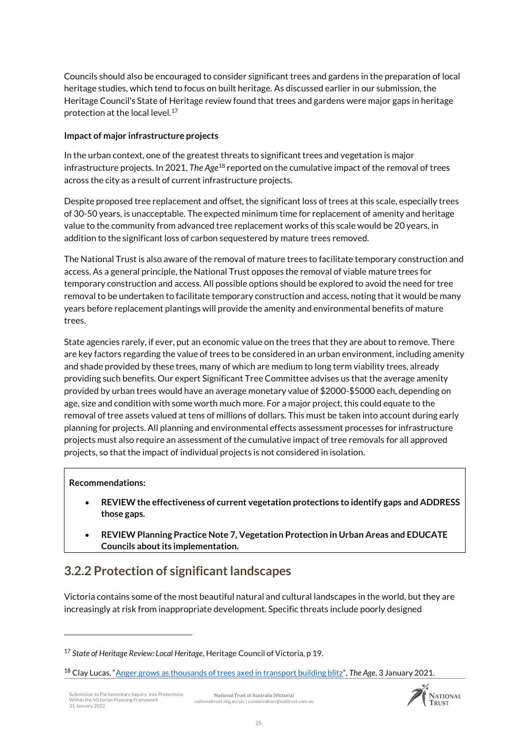Councils should also be encouraged to consider significant trees and gardens in the preparation of local heritage studies, which tend to focus on built heritage. As discussed earlier in our submission, the Heritage Council's State of Heritage review found that trees and gardens were major gaps in heritage protection at the local level.[17]

**Impact of major infrastructure projects**

In the urban context, one of the greatest threats to significant trees and vegetation is major infrastructure projects. In 2021, *The Age*[18] reported on the cumulative impact of the removal of trees across the city as a result of current infrastructure projects.

Despite proposed tree replacement and offset, the significant loss of trees at this scale, especially trees of 30-50 years, is unacceptable. The expected minimum time for replacement of amenity and heritage value to the community from advanced tree replacement works of this scale would be 20 years, in addition to the significant loss of carbon sequestered by mature trees removed.

The National Trust is also aware of the removal of mature trees to facilitate temporary construction and access. As a general principle, the National Trust opposes the removal of viable mature trees for temporary construction and access. All possible options should be explored to avoid the need for tree removal to be undertaken to facilitate temporary construction and access, noting that it would be many years before replacement plantings will provide the amenity and environmental benefits of mature trees.

State agencies rarely, if ever, put an economic value on the trees that they are about to remove. There are key factors regarding the value of trees to be considered in an urban environment, including amenity and shade provided by these trees, many of which are medium to long term viability trees, already providing such benefits. Our expert Significant Tree Committee advises us that the average amenity provided by urban trees would have an average monetary value of $2000-$5000 each, depending on age, size and condition with some worth much more. For a major project, this could equate to the removal of tree assets valued at tens of millions of dollars. This must be taken into account during early planning for projects. All planning and environmental effects assessment processes for infrastructure projects must also require an assessment of the cumulative impact of tree removals for all approved projects, so that the impact of individual projects is not considered in isolation.

**Recommendations:**

- **REVIEW the effectiveness of current vegetation protections to identify gaps and ADDRESS those gaps.**
- **REVIEW Planning Practice Note 7, Vegetation Protection in Urban Areas and EDUCATE Councils about its implementation.**

## 3.2.2 Protection of significant landscapes

Victoria contains some of the most beautiful natural and cultural landscapes in the world, but they are increasingly at risk from inappropriate development. Specific threats include poorly designed

---

[17] *State of Heritage Review: Local Heritage*, Heritage Council of Victoria, p 19.

[18] Clay Lucas, "Anger grows as thousands of trees axed in transport building blitz", *The Age*, 3 January 2021.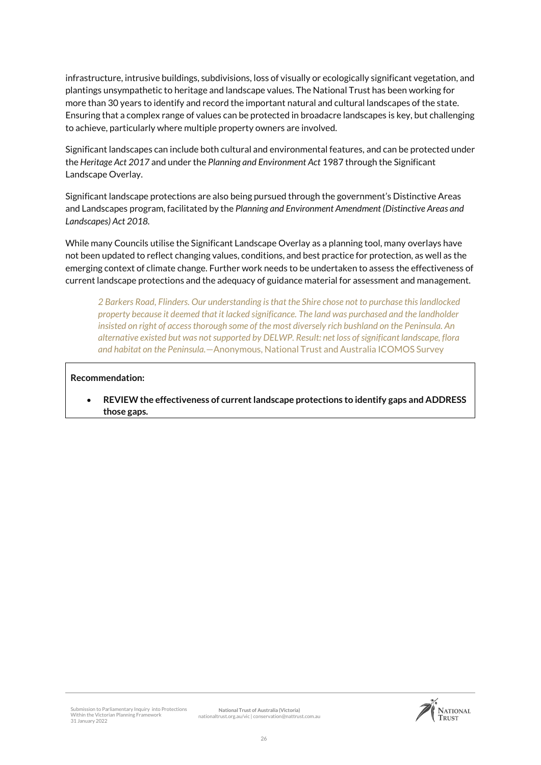infrastructure, intrusive buildings, subdivisions, loss of visually or ecologically significant vegetation, and plantings unsympathetic to heritage and landscape values. The National Trust has been working for more than 30 years to identify and record the important natural and cultural landscapes of the state. Ensuring that a complex range of values can be protected in broadacre landscapes is key, but challenging to achieve, particularly where multiple property owners are involved.

Significant landscapes can include both cultural and environmental features, and can be protected under the *Heritage Act 2017* and under the *Planning and Environment Act* 1987 through the Significant Landscape Overlay.

Significant landscape protections are also being pursued through the government's Distinctive Areas and Landscapes program, facilitated by the *Planning and Environment Amendment (Distinctive Areas and Landscapes) Act 2018.*

While many Councils utilise the Significant Landscape Overlay as a planning tool, many overlays have not been updated to reflect changing values, conditions, and best practice for protection, as well as the emerging context of climate change. Further work needs to be undertaken to assess the effectiveness of current landscape protections and the adequacy of guidance material for assessment and management.

> *2 Barkers Road, Flinders. Our understanding is that the Shire chose not to purchase this landlocked property because it deemed that it lacked significance. The land was purchased and the landholder insisted on right of access thorough some of the most diversely rich bushland on the Peninsula. An alternative existed but was not supported by DELWP. Result: net loss of significant landscape, flora and habitat on the Peninsula.*—Anonymous, National Trust and Australia ICOMOS Survey

**Recommendation:**

- **REVIEW the effectiveness of current landscape protections to identify gaps and ADDRESS those gaps.**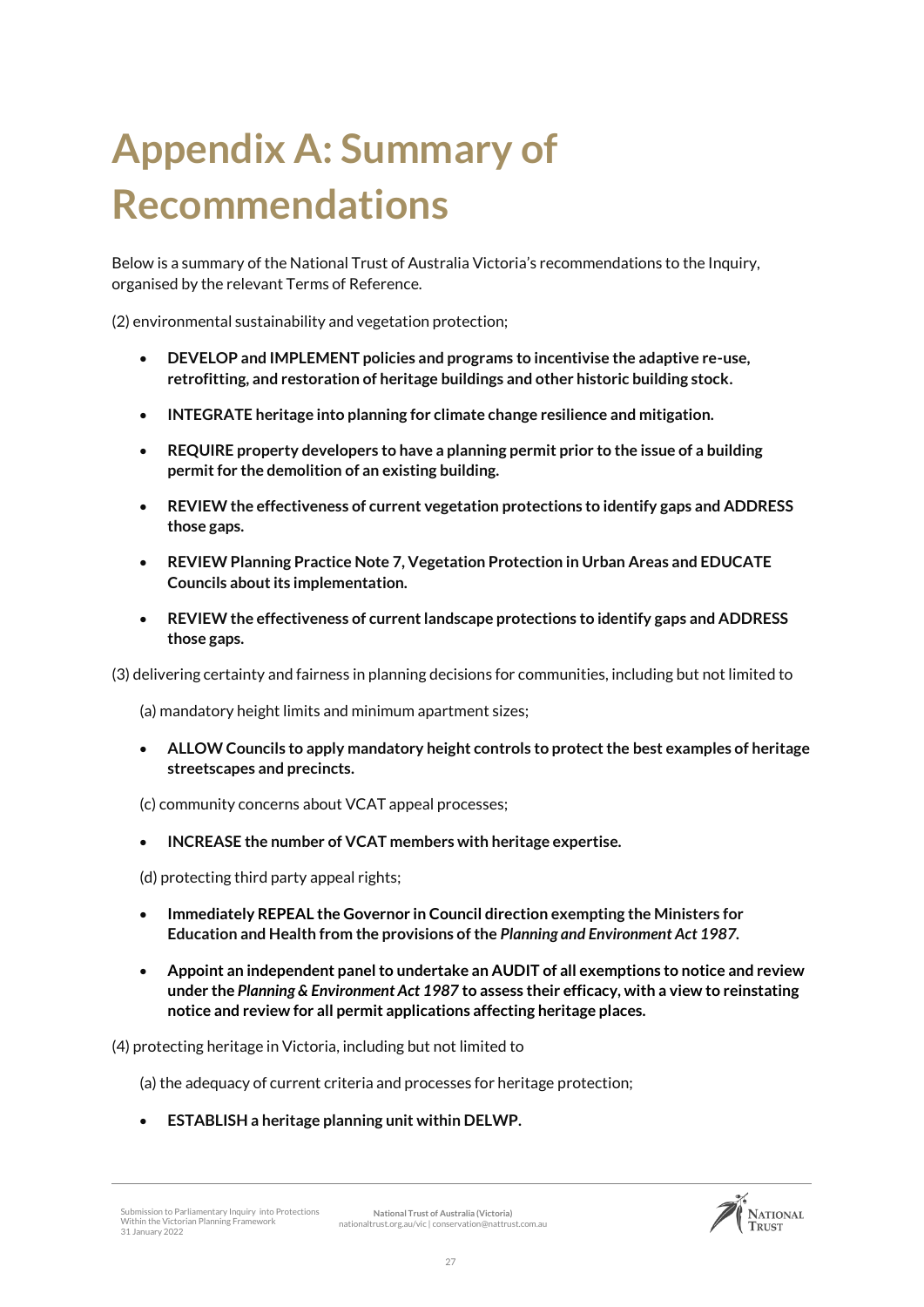# Appendix A: Summary of Recommendations

Below is a summary of the National Trust of Australia Victoria's recommendations to the Inquiry, organised by the relevant Terms of Reference.

(2) environmental sustainability and vegetation protection;

- **DEVELOP and IMPLEMENT policies and programs to incentivise the adaptive re-use, retrofitting, and restoration of heritage buildings and other historic building stock.**
- **INTEGRATE heritage into planning for climate change resilience and mitigation.**
- **REQUIRE property developers to have a planning permit prior to the issue of a building permit for the demolition of an existing building.**
- **REVIEW the effectiveness of current vegetation protections to identify gaps and ADDRESS those gaps.**
- **REVIEW Planning Practice Note 7, Vegetation Protection in Urban Areas and EDUCATE Councils about its implementation.**
- **REVIEW the effectiveness of current landscape protections to identify gaps and ADDRESS those gaps.**

(3) delivering certainty and fairness in planning decisions for communities, including but not limited to

(a) mandatory height limits and minimum apartment sizes;

- **ALLOW Councils to apply mandatory height controls to protect the best examples of heritage streetscapes and precincts.**

(c) community concerns about VCAT appeal processes;

- **INCREASE the number of VCAT members with heritage expertise.**

(d) protecting third party appeal rights;

- **Immediately REPEAL the Governor in Council direction exempting the Ministers for Education and Health from the provisions of the *Planning and Environment Act 1987*.**
- **Appoint an independent panel to undertake an AUDIT of all exemptions to notice and review under the *Planning & Environment Act 1987* to assess their efficacy, with a view to reinstating notice and review for all permit applications affecting heritage places.**

(4) protecting heritage in Victoria, including but not limited to

(a) the adequacy of current criteria and processes for heritage protection;

- **ESTABLISH a heritage planning unit within DELWP.**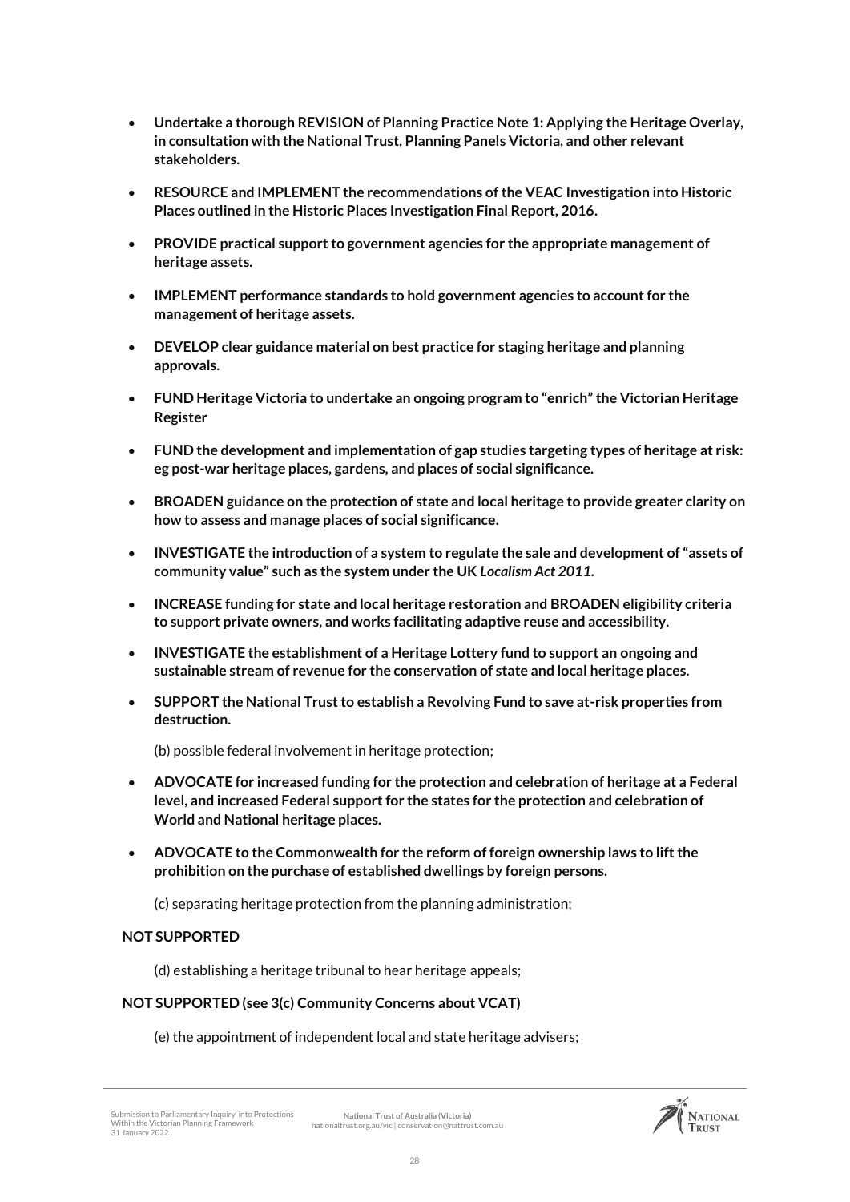- **Undertake a thorough REVISION of Planning Practice Note 1: Applying the Heritage Overlay, in consultation with the National Trust, Planning Panels Victoria, and other relevant stakeholders.**

- **RESOURCE and IMPLEMENT the recommendations of the VEAC Investigation into Historic Places outlined in the Historic Places Investigation Final Report, 2016.**

- **PROVIDE practical support to government agencies for the appropriate management of heritage assets.**

- **IMPLEMENT performance standards to hold government agencies to account for the management of heritage assets.**

- **DEVELOP clear guidance material on best practice for staging heritage and planning approvals.**

- **FUND Heritage Victoria to undertake an ongoing program to "enrich" the Victorian Heritage Register**

- **FUND the development and implementation of gap studies targeting types of heritage at risk: eg post-war heritage places, gardens, and places of social significance.**

- **BROADEN guidance on the protection of state and local heritage to provide greater clarity on how to assess and manage places of social significance.**

- **INVESTIGATE the introduction of a system to regulate the sale and development of "assets of community value" such as the system under the UK *Localism Act 2011*.**

- **INCREASE funding for state and local heritage restoration and BROADEN eligibility criteria to support private owners, and works facilitating adaptive reuse and accessibility.**

- **INVESTIGATE the establishment of a Heritage Lottery fund to support an ongoing and sustainable stream of revenue for the conservation of state and local heritage places.**

- **SUPPORT the National Trust to establish a Revolving Fund to save at-risk properties from destruction.**

(b) possible federal involvement in heritage protection;

- **ADVOCATE for increased funding for the protection and celebration of heritage at a Federal level, and increased Federal support for the states for the protection and celebration of World and National heritage places.**

- **ADVOCATE to the Commonwealth for the reform of foreign ownership laws to lift the prohibition on the purchase of established dwellings by foreign persons.**

(c) separating heritage protection from the planning administration;

**NOT SUPPORTED**

(d) establishing a heritage tribunal to hear heritage appeals;

**NOT SUPPORTED (see 3(c) Community Concerns about VCAT)**

(e) the appointment of independent local and state heritage advisers;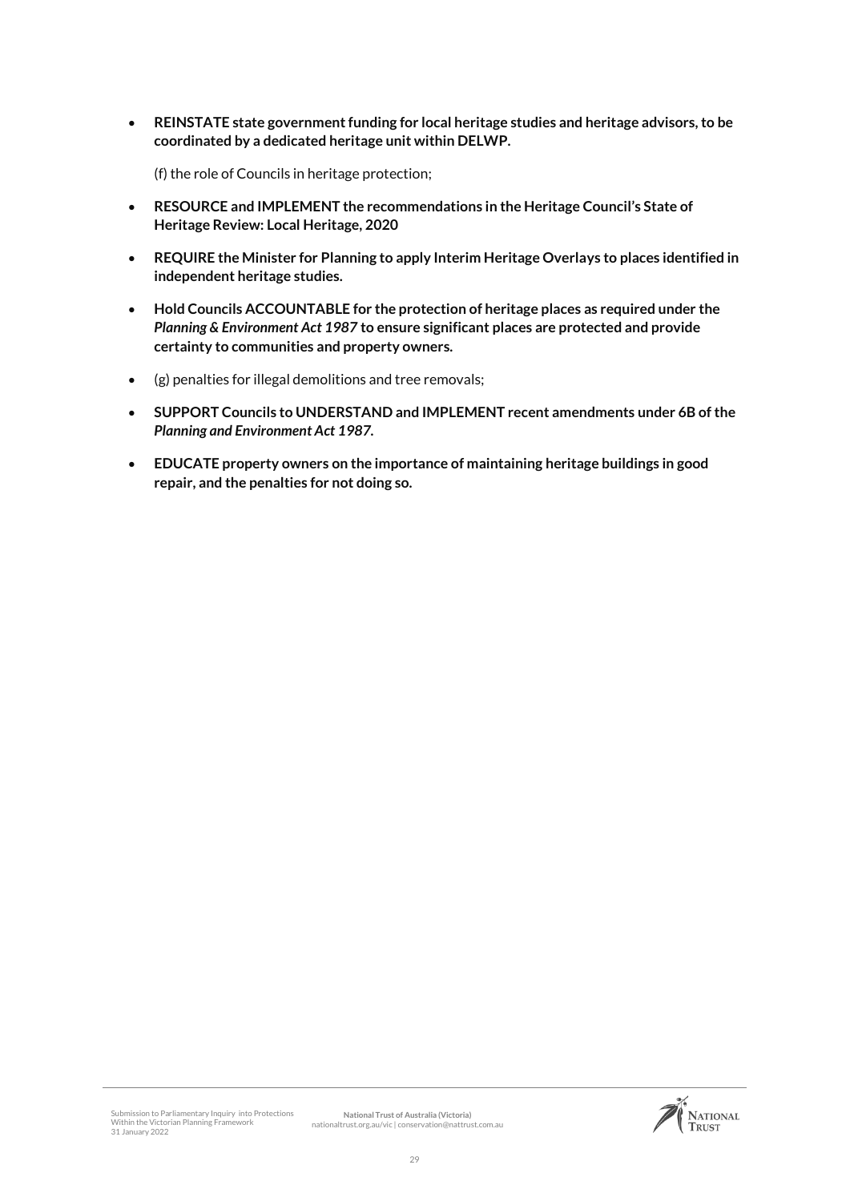- **REINSTATE state government funding for local heritage studies and heritage advisors, to be coordinated by a dedicated heritage unit within DELWP.**

(f) the role of Councils in heritage protection;

- **RESOURCE and IMPLEMENT the recommendations in the Heritage Council's State of Heritage Review: Local Heritage, 2020**
- **REQUIRE the Minister for Planning to apply Interim Heritage Overlays to places identified in independent heritage studies.**
- **Hold Councils ACCOUNTABLE for the protection of heritage places as required under the *Planning & Environment Act 1987* to ensure significant places are protected and provide certainty to communities and property owners.**
- (g) penalties for illegal demolitions and tree removals;
- **SUPPORT Councils to UNDERSTAND and IMPLEMENT recent amendments under 6B of the *Planning and Environment Act 1987*.**
- **EDUCATE property owners on the importance of maintaining heritage buildings in good repair, and the penalties for not doing so.**